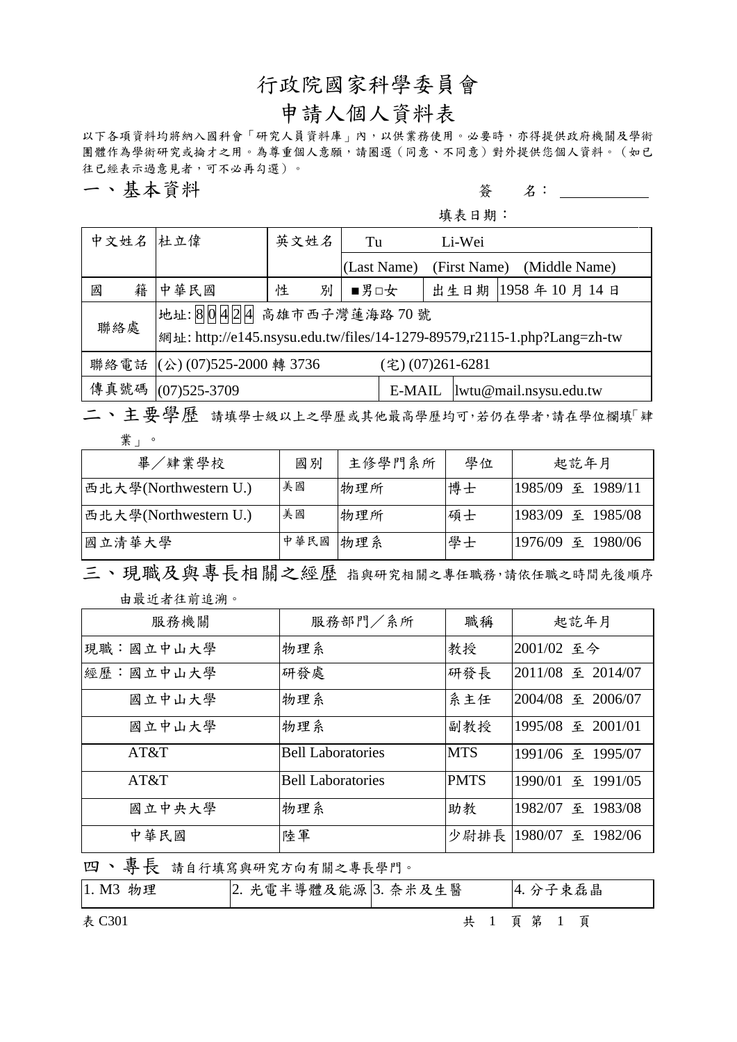# 行政院國家科學委員會

## 申請人個人資料表

以下各項資料均將納入國科會「研究人員資料庫」內，以供業務使用。必要時，亦得提供政府機關及學術團體作為學術研究或掄才之用。為尊重個人意願，請圈選（同意、不同意）對外提供您個人資料。（如已往已經表示過意見者，可不必再勾選）。

## 一、基本資料

簽　　名：＿＿＿＿＿＿

填表日期：

| 中文姓名 | 杜立偉 | 英文姓名 | Tu　　Li-Wei | | |
|---|---|---|---|---|---|
| | | | (Last Name)　(First Name)　(Middle Name) | | |
| 國　籍 | 中華民國 | 性　別 | ■男□女 | 出生日期 | 1958 年 10 月 14 日 |
| 聯絡處 | 地址: 80424 高雄市西子灣蓮海路 70 號<br>網址: http://e145.nsysu.edu.tw/files/14-1279-89579,r2115-1.php?Lang=zh-tw | | | | |
| 聯絡電話 | (公) (07)525-2000 轉 3736 | | (宅) (07)261-6281 | | |
| 傳真號碼 | (07)525-3709 | | E-MAIL | lwtu@mail.nsysu.edu.tw | |

## 二、主要學歷

請填學士級以上之學歷或其他最高學歷均可,若仍在學者,請在學位欄填「肄業」。

| 畢／肄業學校 | 國別 | 主修學門系所 | 學位 | 起訖年月 |
|---|---|---|---|---|
| 西北大學(Northwestern U.) | 美國 | 物理所 | 博士 | 1985/09 至 1989/11 |
| 西北大學(Northwestern U.) | 美國 | 物理所 | 碩士 | 1983/09 至 1985/08 |
| 國立清華大學 | 中華民國 | 物理系 | 學士 | 1976/09 至 1980/06 |

## 三、現職及與專長相關之經歷

指與研究相關之專任職務,請依任職之時間先後順序由最近者往前追溯。

| 服務機關 | 服務部門／系所 | 職稱 | 起訖年月 |
|---|---|---|---|
| 現職：國立中山大學 | 物理系 | 教授 | 2001/02 至今 |
| 經歷：國立中山大學 | 研發處 | 研發長 | 2011/08 至 2014/07 |
| 國立中山大學 | 物理系 | 系主任 | 2004/08 至 2006/07 |
| 國立中山大學 | 物理系 | 副教授 | 1995/08 至 2001/01 |
| AT&T | Bell Laboratories | MTS | 1991/06 至 1995/07 |
| AT&T | Bell Laboratories | PMTS | 1990/01 至 1991/05 |
| 國立中央大學 | 物理系 | 助教 | 1982/07 至 1983/08 |
| 中華民國 | 陸軍 | 少尉排長 | 1980/07 至 1982/06 |

## 四、專長

請自行填寫與研究方向有關之專長學門。

| 1. M3 物理 | 2. 光電半導體及能源 | 3. 奈米及生醫 | 4. 分子束磊晶 |
|---|---|---|---|

表 C301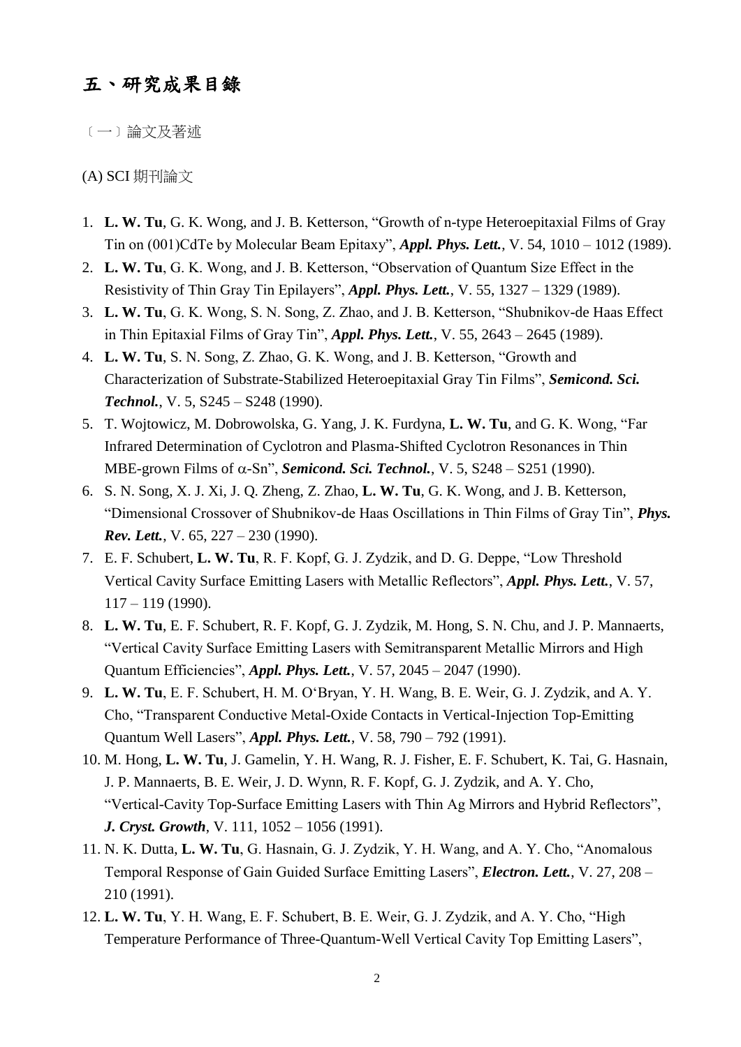# 五、研究成果目錄

〔一〕論文及著述

(A) SCI 期刊論文

1. **L. W. Tu**, G. K. Wong, and J. B. Ketterson, "Growth of n-type Heteroepitaxial Films of Gray Tin on (001)CdTe by Molecular Beam Epitaxy", ***Appl. Phys. Lett.***, V. 54, 1010 – 1012 (1989).
2. **L. W. Tu**, G. K. Wong, and J. B. Ketterson, "Observation of Quantum Size Effect in the Resistivity of Thin Gray Tin Epilayers", ***Appl. Phys. Lett.***, V. 55, 1327 – 1329 (1989).
3. **L. W. Tu**, G. K. Wong, S. N. Song, Z. Zhao, and J. B. Ketterson, "Shubnikov-de Haas Effect in Thin Epitaxial Films of Gray Tin", ***Appl. Phys. Lett.***, V. 55, 2643 – 2645 (1989).
4. **L. W. Tu**, S. N. Song, Z. Zhao, G. K. Wong, and J. B. Ketterson, "Growth and Characterization of Substrate-Stabilized Heteroepitaxial Gray Tin Films", ***Semicond. Sci. Technol.***, V. 5, S245 – S248 (1990).
5. T. Wojtowicz, M. Dobrowolska, G. Yang, J. K. Furdyna, **L. W. Tu**, and G. K. Wong, "Far Infrared Determination of Cyclotron and Plasma-Shifted Cyclotron Resonances in Thin MBE-grown Films of $\alpha$-Sn", ***Semicond. Sci. Technol.***, V. 5, S248 – S251 (1990).
6. S. N. Song, X. J. Xi, J. Q. Zheng, Z. Zhao, **L. W. Tu**, G. K. Wong, and J. B. Ketterson, "Dimensional Crossover of Shubnikov-de Haas Oscillations in Thin Films of Gray Tin", ***Phys. Rev. Lett.***, V. 65, 227 – 230 (1990).
7. E. F. Schubert, **L. W. Tu**, R. F. Kopf, G. J. Zydzik, and D. G. Deppe, "Low Threshold Vertical Cavity Surface Emitting Lasers with Metallic Reflectors", ***Appl. Phys. Lett.***, V. 57, 117 – 119 (1990).
8. **L. W. Tu**, E. F. Schubert, R. F. Kopf, G. J. Zydzik, M. Hong, S. N. Chu, and J. P. Mannaerts, "Vertical Cavity Surface Emitting Lasers with Semitransparent Metallic Mirrors and High Quantum Efficiencies", ***Appl. Phys. Lett.***, V. 57, 2045 – 2047 (1990).
9. **L. W. Tu**, E. F. Schubert, H. M. O'Bryan, Y. H. Wang, B. E. Weir, G. J. Zydzik, and A. Y. Cho, "Transparent Conductive Metal-Oxide Contacts in Vertical-Injection Top-Emitting Quantum Well Lasers", ***Appl. Phys. Lett.***, V. 58, 790 – 792 (1991).
10. M. Hong, **L. W. Tu**, J. Gamelin, Y. H. Wang, R. J. Fisher, E. F. Schubert, K. Tai, G. Hasnain, J. P. Mannaerts, B. E. Weir, J. D. Wynn, R. F. Kopf, G. J. Zydzik, and A. Y. Cho, "Vertical-Cavity Top-Surface Emitting Lasers with Thin Ag Mirrors and Hybrid Reflectors", ***J. Cryst. Growth***, V. 111, 1052 – 1056 (1991).
11. N. K. Dutta, **L. W. Tu**, G. Hasnain, G. J. Zydzik, Y. H. Wang, and A. Y. Cho, "Anomalous Temporal Response of Gain Guided Surface Emitting Lasers", ***Electron. Lett.***, V. 27, 208 – 210 (1991).
12. **L. W. Tu**, Y. H. Wang, E. F. Schubert, B. E. Weir, G. J. Zydzik, and A. Y. Cho, "High Temperature Performance of Three-Quantum-Well Vertical Cavity Top Emitting Lasers",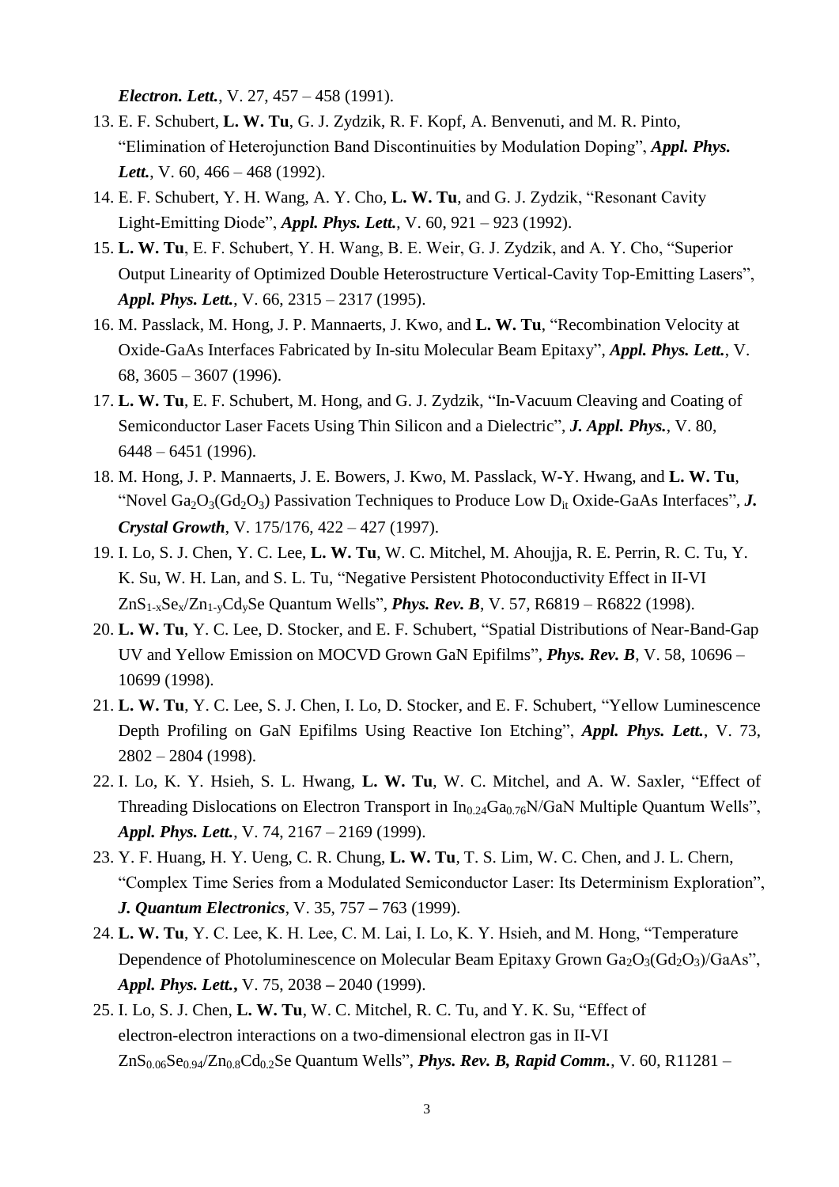*Electron. Lett.*, V. 27, 457 – 458 (1991).

13. E. F. Schubert, **L. W. Tu**, G. J. Zydzik, R. F. Kopf, A. Benvenuti, and M. R. Pinto, “Elimination of Heterojunction Band Discontinuities by Modulation Doping”, ***Appl. Phys. Lett.***, V. 60, 466 – 468 (1992).
14. E. F. Schubert, Y. H. Wang, A. Y. Cho, **L. W. Tu**, and G. J. Zydzik, “Resonant Cavity Light-Emitting Diode”, ***Appl. Phys. Lett.***, V. 60, 921 – 923 (1992).
15. **L. W. Tu**, E. F. Schubert, Y. H. Wang, B. E. Weir, G. J. Zydzik, and A. Y. Cho, “Superior Output Linearity of Optimized Double Heterostructure Vertical-Cavity Top-Emitting Lasers”, ***Appl. Phys. Lett.***, V. 66, 2315 – 2317 (1995).
16. M. Passlack, M. Hong, J. P. Mannaerts, J. Kwo, and **L. W. Tu**, “Recombination Velocity at Oxide-GaAs Interfaces Fabricated by In-situ Molecular Beam Epitaxy”, ***Appl. Phys. Lett.***, V. 68, 3605 – 3607 (1996).
17. **L. W. Tu**, E. F. Schubert, M. Hong, and G. J. Zydzik, “In-Vacuum Cleaving and Coating of Semiconductor Laser Facets Using Thin Silicon and a Dielectric”, ***J. Appl. Phys.***, V. 80, 6448 – 6451 (1996).
18. M. Hong, J. P. Mannaerts, J. E. Bowers, J. Kwo, M. Passlack, W-Y. Hwang, and **L. W. Tu**, “Novel $Ga_2O_3(Gd_2O_3)$ Passivation Techniques to Produce Low $D_{it}$ Oxide-GaAs Interfaces”, ***J. Crystal Growth***, V. 175/176, 422 – 427 (1997).
19. I. Lo, S. J. Chen, Y. C. Lee, **L. W. Tu**, W. C. Mitchel, M. Ahoujja, R. E. Perrin, R. C. Tu, Y. K. Su, W. H. Lan, and S. L. Tu, “Negative Persistent Photoconductivity Effect in II-VI $ZnS_{1-x}Se_x/Zn_{1-y}Cd_ySe$ Quantum Wells”, ***Phys. Rev. B***, V. 57, R6819 – R6822 (1998).
20. **L. W. Tu**, Y. C. Lee, D. Stocker, and E. F. Schubert, “Spatial Distributions of Near-Band-Gap UV and Yellow Emission on MOCVD Grown GaN Epifilms”, ***Phys. Rev. B***, V. 58, 10696 – 10699 (1998).
21. **L. W. Tu**, Y. C. Lee, S. J. Chen, I. Lo, D. Stocker, and E. F. Schubert, “Yellow Luminescence Depth Profiling on GaN Epifilms Using Reactive Ion Etching”, ***Appl. Phys. Lett.***, V. 73, 2802 – 2804 (1998).
22. I. Lo, K. Y. Hsieh, S. L. Hwang, **L. W. Tu**, W. C. Mitchel, and A. W. Saxler, “Effect of Threading Dislocations on Electron Transport in $In_{0.24}Ga_{0.76}N$/GaN Multiple Quantum Wells”, ***Appl. Phys. Lett.***, V. 74, 2167 – 2169 (1999).
23. Y. F. Huang, H. Y. Ueng, C. R. Chung, **L. W. Tu**, T. S. Lim, W. C. Chen, and J. L. Chern, “Complex Time Series from a Modulated Semiconductor Laser: Its Determinism Exploration”, ***J. Quantum Electronics***, V. 35, 757 – 763 (1999).
24. **L. W. Tu**, Y. C. Lee, K. H. Lee, C. M. Lai, I. Lo, K. Y. Hsieh, and M. Hong, “Temperature Dependence of Photoluminescence on Molecular Beam Epitaxy Grown $Ga_2O_3(Gd_2O_3)$/GaAs”, ***Appl. Phys. Lett.***, V. 75, 2038 – 2040 (1999).
25. I. Lo, S. J. Chen, **L. W. Tu**, W. C. Mitchel, R. C. Tu, and Y. K. Su, “Effect of electron-electron interactions on a two-dimensional electron gas in II-VI $ZnS_{0.06}Se_{0.94}/Zn_{0.8}Cd_{0.2}Se$ Quantum Wells”, ***Phys. Rev. B, Rapid Comm.***, V. 60, R11281 –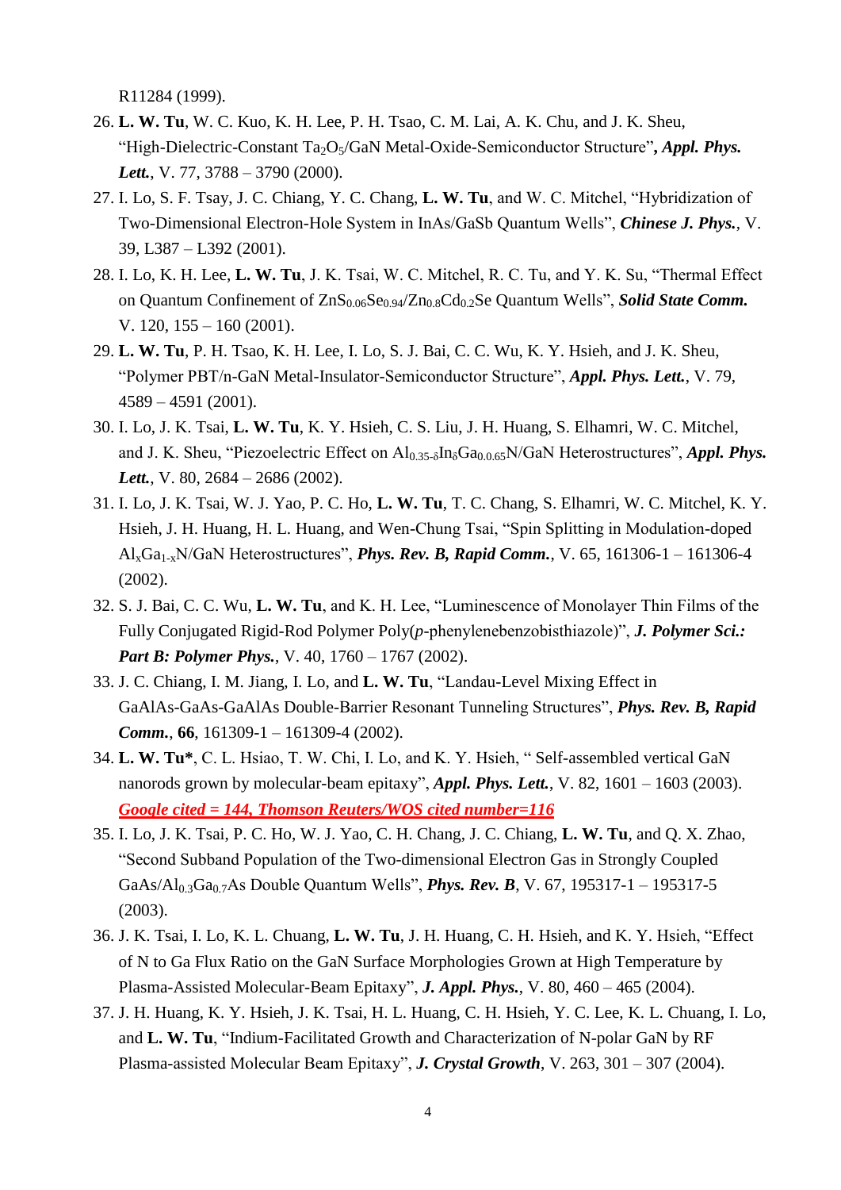R11284 (1999).

26. **L. W. Tu**, W. C. Kuo, K. H. Lee, P. H. Tsao, C. M. Lai, A. K. Chu, and J. K. Sheu, "High-Dielectric-Constant $Ta_2O_5$/GaN Metal-Oxide-Semiconductor Structure"**,** ***Appl. Phys. Lett.***, V. 77, 3788 – 3790 (2000).
27. I. Lo, S. F. Tsay, J. C. Chiang, Y. C. Chang, **L. W. Tu**, and W. C. Mitchel, "Hybridization of Two-Dimensional Electron-Hole System in InAs/GaSb Quantum Wells", ***Chinese J. Phys.***, V. 39, L387 – L392 (2001).
28. I. Lo, K. H. Lee, **L. W. Tu**, J. K. Tsai, W. C. Mitchel, R. C. Tu, and Y. K. Su, "Thermal Effect on Quantum Confinement of $ZnS_{0.06}Se_{0.94}$/$Zn_{0.8}Cd_{0.2}Se$ Quantum Wells", ***Solid State Comm.*** V. 120, 155 – 160 (2001).
29. **L. W. Tu**, P. H. Tsao, K. H. Lee, I. Lo, S. J. Bai, C. C. Wu, K. Y. Hsieh, and J. K. Sheu, "Polymer PBT/n-GaN Metal-Insulator-Semiconductor Structure", ***Appl. Phys. Lett.***, V. 79, 4589 – 4591 (2001).
30. I. Lo, J. K. Tsai, **L. W. Tu**, K. Y. Hsieh, C. S. Liu, J. H. Huang, S. Elhamri, W. C. Mitchel, and J. K. Sheu, "Piezoelectric Effect on $Al_{0.35-\delta}In_{\delta}Ga_{0.0.65}N$/GaN Heterostructures", ***Appl. Phys. Lett.***, V. 80, 2684 – 2686 (2002).
31. I. Lo, J. K. Tsai, W. J. Yao, P. C. Ho, **L. W. Tu**, T. C. Chang, S. Elhamri, W. C. Mitchel, K. Y. Hsieh, J. H. Huang, H. L. Huang, and Wen-Chung Tsai, "Spin Splitting in Modulation-doped $Al_xGa_{1-x}N$/GaN Heterostructures", ***Phys. Rev. B, Rapid Comm.***, V. 65, 161306-1 – 161306-4 (2002).
32. S. J. Bai, C. C. Wu, **L. W. Tu**, and K. H. Lee, "Luminescence of Monolayer Thin Films of the Fully Conjugated Rigid-Rod Polymer Poly(*p*-phenylenebenzobisthiazole)", ***J. Polymer Sci.: Part B: Polymer Phys.***, V. 40, 1760 – 1767 (2002).
33. J. C. Chiang, I. M. Jiang, I. Lo, and **L. W. Tu**, "Landau-Level Mixing Effect in GaAlAs-GaAs-GaAlAs Double-Barrier Resonant Tunneling Structures", ***Phys. Rev. B, Rapid Comm.***, **66**, 161309-1 – 161309-4 (2002).
34. **L. W. Tu\***, C. L. Hsiao, T. W. Chi, I. Lo, and K. Y. Hsieh, " Self-assembled vertical GaN nanorods grown by molecular-beam epitaxy", ***Appl. Phys. Lett.***, V. 82, 1601 – 1603 (2003). ***Google cited = 144, Thomson Reuters/WOS cited number=116***
35. I. Lo, J. K. Tsai, P. C. Ho, W. J. Yao, C. H. Chang, J. C. Chiang, **L. W. Tu**, and Q. X. Zhao, "Second Subband Population of the Two-dimensional Electron Gas in Strongly Coupled GaAs/$Al_{0.3}Ga_{0.7}As$ Double Quantum Wells", ***Phys. Rev. B***, V. 67, 195317-1 – 195317-5 (2003).
36. J. K. Tsai, I. Lo, K. L. Chuang, **L. W. Tu**, J. H. Huang, C. H. Hsieh, and K. Y. Hsieh, "Effect of N to Ga Flux Ratio on the GaN Surface Morphologies Grown at High Temperature by Plasma-Assisted Molecular-Beam Epitaxy", ***J. Appl. Phys.***, V. 80, 460 – 465 (2004).
37. J. H. Huang, K. Y. Hsieh, J. K. Tsai, H. L. Huang, C. H. Hsieh, Y. C. Lee, K. L. Chuang, I. Lo, and **L. W. Tu**, "Indium-Facilitated Growth and Characterization of N-polar GaN by RF Plasma-assisted Molecular Beam Epitaxy", ***J. Crystal Growth***, V. 263, 301 – 307 (2004).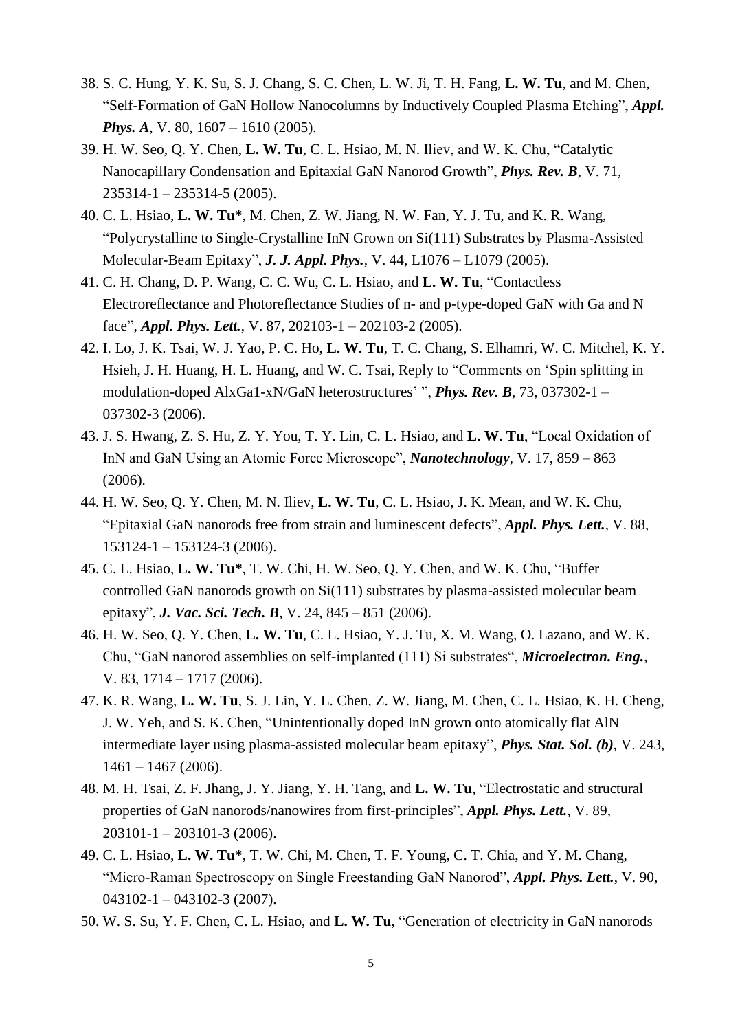38. S. C. Hung, Y. K. Su, S. J. Chang, S. C. Chen, L. W. Ji, T. H. Fang, **L. W. Tu**, and M. Chen, "Self-Formation of GaN Hollow Nanocolumns by Inductively Coupled Plasma Etching", ***Appl. Phys. A***, V. 80, 1607 – 1610 (2005).
39. H. W. Seo, Q. Y. Chen, **L. W. Tu**, C. L. Hsiao, M. N. Iliev, and W. K. Chu, "Catalytic Nanocapillary Condensation and Epitaxial GaN Nanorod Growth", ***Phys. Rev. B***, V. 71, 235314-1 – 235314-5 (2005).
40. C. L. Hsiao, **L. W. Tu***, M. Chen, Z. W. Jiang, N. W. Fan, Y. J. Tu, and K. R. Wang, "Polycrystalline to Single-Crystalline InN Grown on Si(111) Substrates by Plasma-Assisted Molecular-Beam Epitaxy", ***J. J. Appl. Phys.***, V. 44, L1076 – L1079 (2005).
41. C. H. Chang, D. P. Wang, C. C. Wu, C. L. Hsiao, and **L. W. Tu**, "Contactless Electroreflectance and Photoreflectance Studies of n- and p-type-doped GaN with Ga and N face", ***Appl. Phys. Lett.***, V. 87, 202103-1 – 202103-2 (2005).
42. I. Lo, J. K. Tsai, W. J. Yao, P. C. Ho, **L. W. Tu**, T. C. Chang, S. Elhamri, W. C. Mitchel, K. Y. Hsieh, J. H. Huang, H. L. Huang, and W. C. Tsai, Reply to "Comments on 'Spin splitting in modulation-doped AlxGa1-xN/GaN heterostructures' ", ***Phys. Rev. B***, 73, 037302-1 – 037302-3 (2006).
43. J. S. Hwang, Z. S. Hu, Z. Y. You, T. Y. Lin, C. L. Hsiao, and **L. W. Tu**, "Local Oxidation of InN and GaN Using an Atomic Force Microscope", ***Nanotechnology***, V. 17, 859 – 863 (2006).
44. H. W. Seo, Q. Y. Chen, M. N. Iliev, **L. W. Tu**, C. L. Hsiao, J. K. Mean, and W. K. Chu, "Epitaxial GaN nanorods free from strain and luminescent defects", ***Appl. Phys. Lett.***, V. 88, 153124-1 – 153124-3 (2006).
45. C. L. Hsiao, **L. W. Tu***, T. W. Chi, H. W. Seo, Q. Y. Chen, and W. K. Chu, "Buffer controlled GaN nanorods growth on Si(111) substrates by plasma-assisted molecular beam epitaxy", ***J. Vac. Sci. Tech. B***, V. 24, 845 – 851 (2006).
46. H. W. Seo, Q. Y. Chen, **L. W. Tu**, C. L. Hsiao, Y. J. Tu, X. M. Wang, O. Lazano, and W. K. Chu, "GaN nanorod assemblies on self-implanted (111) Si substrates", ***Microelectron. Eng.***, V. 83, 1714 – 1717 (2006).
47. K. R. Wang, **L. W. Tu**, S. J. Lin, Y. L. Chen, Z. W. Jiang, M. Chen, C. L. Hsiao, K. H. Cheng, J. W. Yeh, and S. K. Chen, "Unintentionally doped InN grown onto atomically flat AlN intermediate layer using plasma-assisted molecular beam epitaxy", ***Phys. Stat. Sol. (b)***, V. 243, 1461 – 1467 (2006).
48. M. H. Tsai, Z. F. Jhang, J. Y. Jiang, Y. H. Tang, and **L. W. Tu**, "Electrostatic and structural properties of GaN nanorods/nanowires from first-principles", ***Appl. Phys. Lett.***, V. 89, 203101-1 – 203101-3 (2006).
49. C. L. Hsiao, **L. W. Tu***, T. W. Chi, M. Chen, T. F. Young, C. T. Chia, and Y. M. Chang, "Micro-Raman Spectroscopy on Single Freestanding GaN Nanorod", ***Appl. Phys. Lett.***, V. 90, 043102-1 – 043102-3 (2007).
50. W. S. Su, Y. F. Chen, C. L. Hsiao, and **L. W. Tu**, "Generation of electricity in GaN nanorods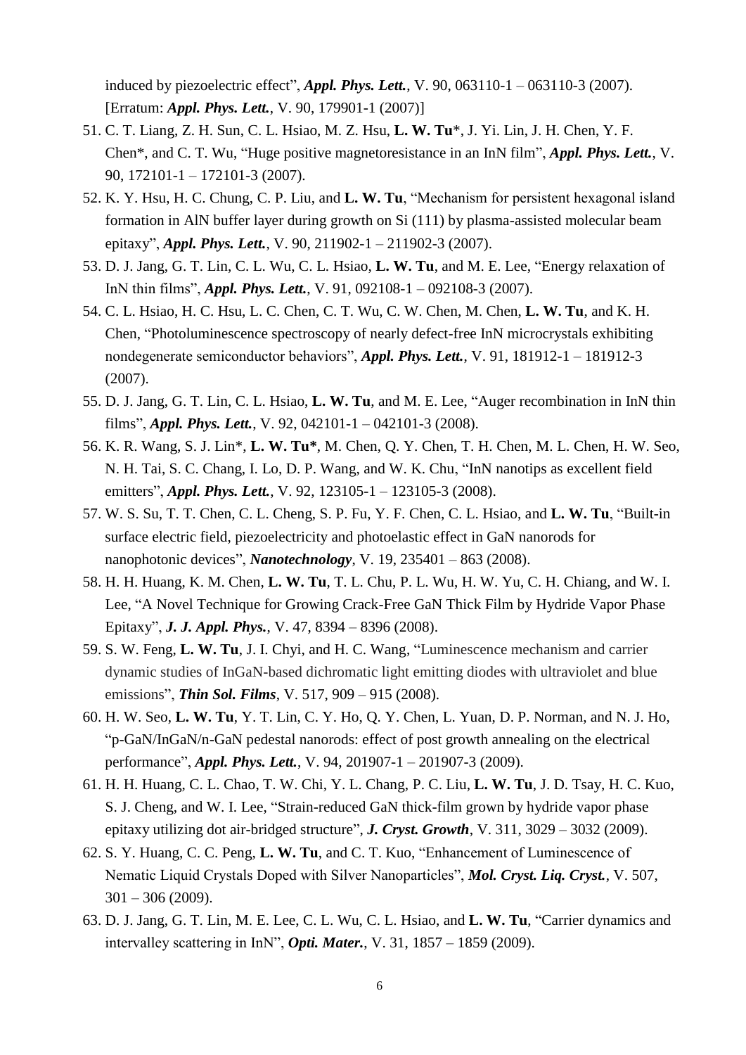induced by piezoelectric effect", ***Appl. Phys. Lett.***, V. 90, 063110-1 – 063110-3 (2007). [Erratum: ***Appl. Phys. Lett.***, V. 90, 179901-1 (2007)]

51. C. T. Liang, Z. H. Sun, C. L. Hsiao, M. Z. Hsu, **L. W. Tu**\*, J. Yi. Lin, J. H. Chen, Y. F. Chen\*, and C. T. Wu, "Huge positive magnetoresistance in an InN film", ***Appl. Phys. Lett.***, V. 90, 172101-1 – 172101-3 (2007).
52. K. Y. Hsu, H. C. Chung, C. P. Liu, and **L. W. Tu**, "Mechanism for persistent hexagonal island formation in AlN buffer layer during growth on Si (111) by plasma-assisted molecular beam epitaxy", ***Appl. Phys. Lett.***, V. 90, 211902-1 – 211902-3 (2007).
53. D. J. Jang, G. T. Lin, C. L. Wu, C. L. Hsiao, **L. W. Tu**, and M. E. Lee, "Energy relaxation of InN thin films", ***Appl. Phys. Lett.***, V. 91, 092108-1 – 092108-3 (2007).
54. C. L. Hsiao, H. C. Hsu, L. C. Chen, C. T. Wu, C. W. Chen, M. Chen, **L. W. Tu**, and K. H. Chen, "Photoluminescence spectroscopy of nearly defect-free InN microcrystals exhibiting nondegenerate semiconductor behaviors", ***Appl. Phys. Lett.***, V. 91, 181912-1 – 181912-3 (2007).
55. D. J. Jang, G. T. Lin, C. L. Hsiao, **L. W. Tu**, and M. E. Lee, "Auger recombination in InN thin films", ***Appl. Phys. Lett.***, V. 92, 042101-1 – 042101-3 (2008).
56. K. R. Wang, S. J. Lin\*, **L. W. Tu\***, M. Chen, Q. Y. Chen, T. H. Chen, M. L. Chen, H. W. Seo, N. H. Tai, S. C. Chang, I. Lo, D. P. Wang, and W. K. Chu, "InN nanotips as excellent field emitters", ***Appl. Phys. Lett.***, V. 92, 123105-1 – 123105-3 (2008).
57. W. S. Su, T. T. Chen, C. L. Cheng, S. P. Fu, Y. F. Chen, C. L. Hsiao, and **L. W. Tu**, "Built-in surface electric field, piezoelectricity and photoelastic effect in GaN nanorods for nanophotonic devices", ***Nanotechnology***, V. 19, 235401 – 863 (2008).
58. H. H. Huang, K. M. Chen, **L. W. Tu**, T. L. Chu, P. L. Wu, H. W. Yu, C. H. Chiang, and W. I. Lee, "A Novel Technique for Growing Crack-Free GaN Thick Film by Hydride Vapor Phase Epitaxy", ***J. J. Appl. Phys.***, V. 47, 8394 – 8396 (2008).
59. S. W. Feng, **L. W. Tu**, J. I. Chyi, and H. C. Wang, "Luminescence mechanism and carrier dynamic studies of InGaN-based dichromatic light emitting diodes with ultraviolet and blue emissions", ***Thin Sol. Films***, V. 517, 909 – 915 (2008).
60. H. W. Seo, **L. W. Tu**, Y. T. Lin, C. Y. Ho, Q. Y. Chen, L. Yuan, D. P. Norman, and N. J. Ho, "p-GaN/InGaN/n-GaN pedestal nanorods: effect of post growth annealing on the electrical performance", ***Appl. Phys. Lett.***, V. 94, 201907-1 – 201907-3 (2009).
61. H. H. Huang, C. L. Chao, T. W. Chi, Y. L. Chang, P. C. Liu, **L. W. Tu**, J. D. Tsay, H. C. Kuo, S. J. Cheng, and W. I. Lee, "Strain-reduced GaN thick-film grown by hydride vapor phase epitaxy utilizing dot air-bridged structure", ***J. Cryst. Growth***, V. 311, 3029 – 3032 (2009).
62. S. Y. Huang, C. C. Peng, **L. W. Tu**, and C. T. Kuo, "Enhancement of Luminescence of Nematic Liquid Crystals Doped with Silver Nanoparticles", ***Mol. Cryst. Liq. Cryst.***, V. 507, 301 – 306 (2009).
63. D. J. Jang, G. T. Lin, M. E. Lee, C. L. Wu, C. L. Hsiao, and **L. W. Tu**, "Carrier dynamics and intervalley scattering in InN", ***Opti. Mater.***, V. 31, 1857 – 1859 (2009).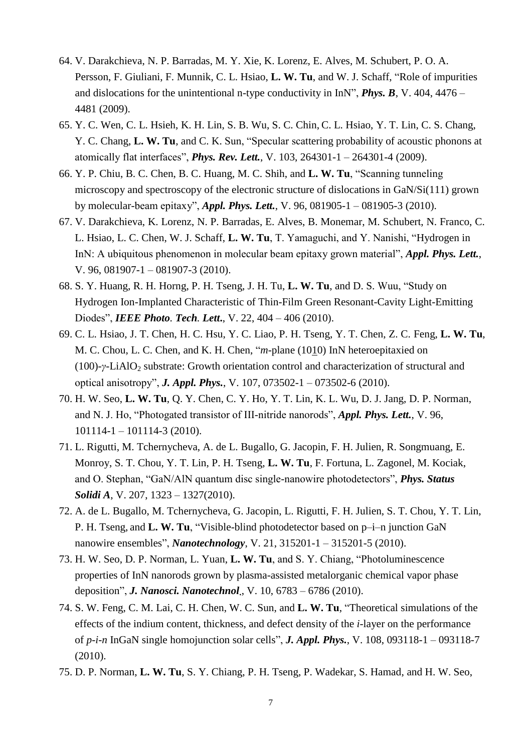64. V. Darakchieva, N. P. Barradas, M. Y. Xie, K. Lorenz, E. Alves, M. Schubert, P. O. A. Persson, F. Giuliani, F. Munnik, C. L. Hsiao, **L. W. Tu**, and W. J. Schaff, "Role of impurities and dislocations for the unintentional n-type conductivity in InN", ***Phys. B***, V. 404, 4476 – 4481 (2009).
65. Y. C. Wen, C. L. Hsieh, K. H. Lin, S. B. Wu, S. C. Chin, C. L. Hsiao, Y. T. Lin, C. S. Chang, Y. C. Chang, **L. W. Tu**, and C. K. Sun, "Specular scattering probability of acoustic phonons at atomically flat interfaces", ***Phys. Rev. Lett.***, V. 103, 264301-1 – 264301-4 (2009).
66. Y. P. Chiu, B. C. Chen, B. C. Huang, M. C. Shih, and **L. W. Tu**, "Scanning tunneling microscopy and spectroscopy of the electronic structure of dislocations in GaN/Si(111) grown by molecular-beam epitaxy", ***Appl. Phys. Lett.***, V. 96, 081905-1 – 081905-3 (2010).
67. V. Darakchieva, K. Lorenz, N. P. Barradas, E. Alves, B. Monemar, M. Schubert, N. Franco, C. L. Hsiao, L. C. Chen, W. J. Schaff, **L. W. Tu**, T. Yamaguchi, and Y. Nanishi, "Hydrogen in InN: A ubiquitous phenomenon in molecular beam epitaxy grown material", ***Appl. Phys. Lett.***, V. 96, 081907-1 – 081907-3 (2010).
68. S. Y. Huang, R. H. Horng, P. H. Tseng, J. H. Tu, **L. W. Tu**, and D. S. Wuu, "Study on Hydrogen Ion-Implanted Characteristic of Thin-Film Green Resonant-Cavity Light-Emitting Diodes", ***IEEE Photo. Tech. Lett.***, V. 22, 404 – 406 (2010).
69. C. L. Hsiao, J. T. Chen, H. C. Hsu, Y. C. Liao, P. H. Tseng, Y. T. Chen, Z. C. Feng, **L. W. Tu**, M. C. Chou, L. C. Chen, and K. H. Chen, "*m*-plane ($10\bar{1}0$) InN heteroepitaxied on (100)-$\gamma$-$LiAlO_2$ substrate: Growth orientation control and characterization of structural and optical anisotropy", ***J. Appl. Phys.***, V. 107, 073502-1 – 073502-6 (2010).
70. H. W. Seo, **L. W. Tu**, Q. Y. Chen, C. Y. Ho, Y. T. Lin, K. L. Wu, D. J. Jang, D. P. Norman, and N. J. Ho, "Photogated transistor of III-nitride nanorods", ***Appl. Phys. Lett.***, V. 96, 101114-1 – 101114-3 (2010).
71. L. Rigutti, M. Tchernycheva, A. de L. Bugallo, G. Jacopin, F. H. Julien, R. Songmuang, E. Monroy, S. T. Chou, Y. T. Lin, P. H. Tseng, **L. W. Tu**, F. Fortuna, L. Zagonel, M. Kociak, and O. Stephan, "GaN/AlN quantum disc single-nanowire photodetectors", ***Phys. Status Solidi A***, V. 207, 1323 – 1327(2010).
72. A. de L. Bugallo, M. Tchernycheva, G. Jacopin, L. Rigutti, F. H. Julien, S. T. Chou, Y. T. Lin, P. H. Tseng, and **L. W. Tu**, "Visible-blind photodetector based on p–i–n junction GaN nanowire ensembles", ***Nanotechnology***, V. 21, 315201-1 – 315201-5 (2010).
73. H. W. Seo, D. P. Norman, L. Yuan, **L. W. Tu**, and S. Y. Chiang, "Photoluminescence properties of InN nanorods grown by plasma-assisted metalorganic chemical vapor phase deposition", ***J. Nanosci. Nanotechnol***., V. 10, 6783 – 6786 (2010).
74. S. W. Feng, C. M. Lai, C. H. Chen, W. C. Sun, and **L. W. Tu**, "Theoretical simulations of the effects of the indium content, thickness, and defect density of the *i*-layer on the performance of *p-i-n* InGaN single homojunction solar cells", ***J. Appl. Phys.***, V. 108, 093118-1 – 093118-7 (2010).
75. D. P. Norman, **L. W. Tu**, S. Y. Chiang, P. H. Tseng, P. Wadekar, S. Hamad, and H. W. Seo,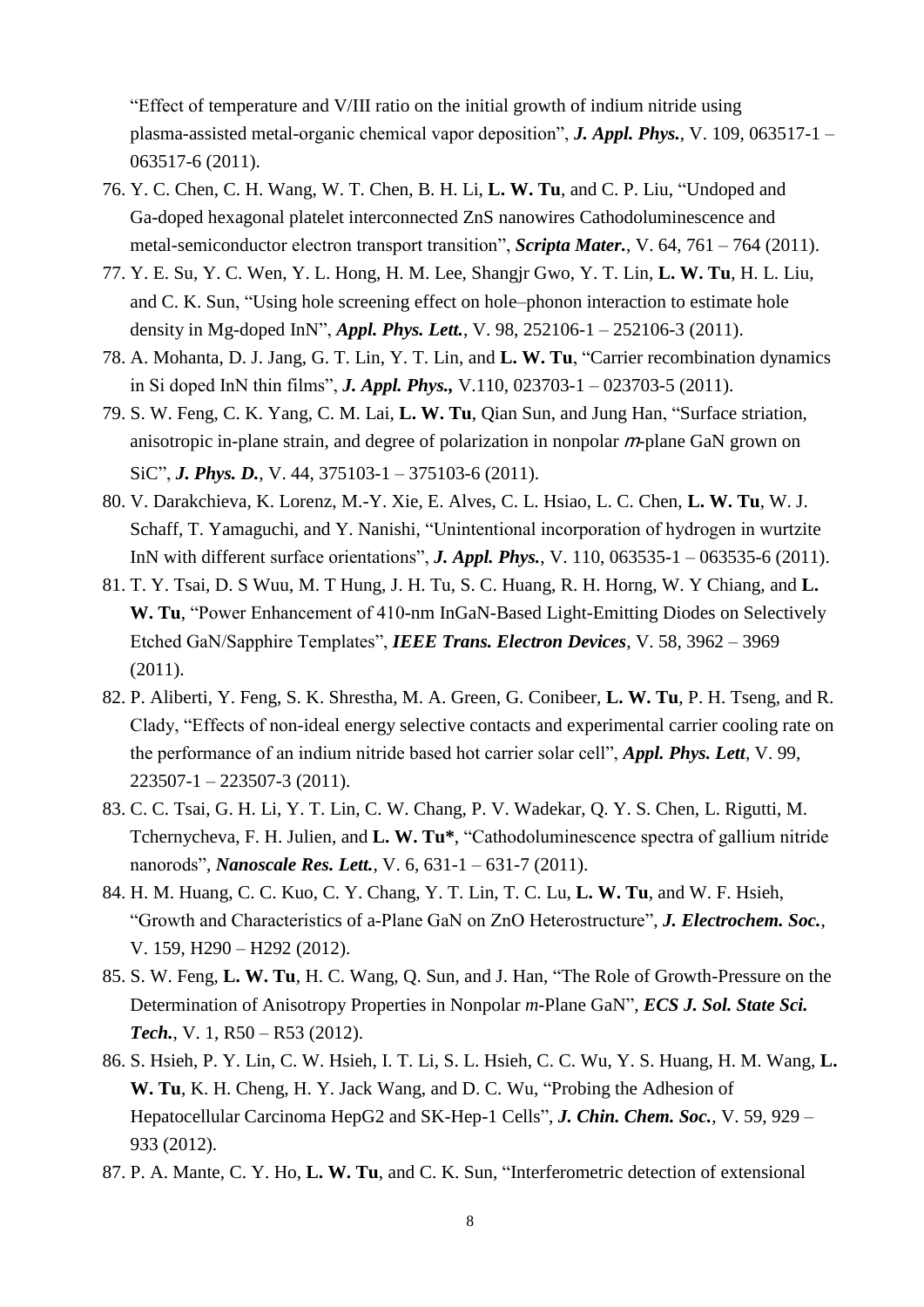"Effect of temperature and V/III ratio on the initial growth of indium nitride using plasma-assisted metal-organic chemical vapor deposition", ***J. Appl. Phys.***, V. 109, 063517-1 – 063517-6 (2011).

76. Y. C. Chen, C. H. Wang, W. T. Chen, B. H. Li, **L. W. Tu**, and C. P. Liu, "Undoped and Ga-doped hexagonal platelet interconnected ZnS nanowires Cathodoluminescence and metal-semiconductor electron transport transition", ***Scripta Mater.***, V. 64, 761 – 764 (2011).
77. Y. E. Su, Y. C. Wen, Y. L. Hong, H. M. Lee, Shangjr Gwo, Y. T. Lin, **L. W. Tu**, H. L. Liu, and C. K. Sun, "Using hole screening effect on hole–phonon interaction to estimate hole density in Mg-doped InN", ***Appl. Phys. Lett.***, V. 98, 252106-1 – 252106-3 (2011).
78. A. Mohanta, D. J. Jang, G. T. Lin, Y. T. Lin, and **L. W. Tu**, "Carrier recombination dynamics in Si doped InN thin films", ***J. Appl. Phys.***, V.110, 023703-1 – 023703-5 (2011).
79. S. W. Feng, C. K. Yang, C. M. Lai, **L. W. Tu**, Qian Sun, and Jung Han, "Surface striation, anisotropic in-plane strain, and degree of polarization in nonpolar *m*-plane GaN grown on SiC", ***J. Phys. D.***, V. 44, 375103-1 – 375103-6 (2011).
80. V. Darakchieva, K. Lorenz, M.-Y. Xie, E. Alves, C. L. Hsiao, L. C. Chen, **L. W. Tu**, W. J. Schaff, T. Yamaguchi, and Y. Nanishi, "Unintentional incorporation of hydrogen in wurtzite InN with different surface orientations", ***J. Appl. Phys.***, V. 110, 063535-1 – 063535-6 (2011).
81. T. Y. Tsai, D. S Wuu, M. T Hung, J. H. Tu, S. C. Huang, R. H. Horng, W. Y Chiang, and **L. W. Tu**, "Power Enhancement of 410-nm InGaN-Based Light-Emitting Diodes on Selectively Etched GaN/Sapphire Templates", ***IEEE Trans. Electron Devices***, V. 58, 3962 – 3969 (2011).
82. P. Aliberti, Y. Feng, S. K. Shrestha, M. A. Green, G. Conibeer, **L. W. Tu**, P. H. Tseng, and R. Clady, "Effects of non-ideal energy selective contacts and experimental carrier cooling rate on the performance of an indium nitride based hot carrier solar cell", ***Appl. Phys. Lett***, V. 99, 223507-1 – 223507-3 (2011).
83. C. C. Tsai, G. H. Li, Y. T. Lin, C. W. Chang, P. V. Wadekar, Q. Y. S. Chen, L. Rigutti, M. Tchernycheva, F. H. Julien, and **L. W. Tu***, "Cathodoluminescence spectra of gallium nitride nanorods", ***Nanoscale Res. Lett.***, V. 6, 631-1 – 631-7 (2011).
84. H. M. Huang, C. C. Kuo, C. Y. Chang, Y. T. Lin, T. C. Lu, **L. W. Tu**, and W. F. Hsieh, "Growth and Characteristics of a-Plane GaN on ZnO Heterostructure", ***J. Electrochem. Soc.***, V. 159, H290 – H292 (2012).
85. S. W. Feng, **L. W. Tu**, H. C. Wang, Q. Sun, and J. Han, "The Role of Growth-Pressure on the Determination of Anisotropy Properties in Nonpolar *m*-Plane GaN", ***ECS J. Sol. State Sci. Tech.***, V. 1, R50 – R53 (2012).
86. S. Hsieh, P. Y. Lin, C. W. Hsieh, I. T. Li, S. L. Hsieh, C. C. Wu, Y. S. Huang, H. M. Wang, **L. W. Tu**, K. H. Cheng, H. Y. Jack Wang, and D. C. Wu, "Probing the Adhesion of Hepatocellular Carcinoma HepG2 and SK-Hep-1 Cells", ***J. Chin. Chem. Soc.***, V. 59, 929 – 933 (2012).
87. P. A. Mante, C. Y. Ho, **L. W. Tu**, and C. K. Sun, "Interferometric detection of extensional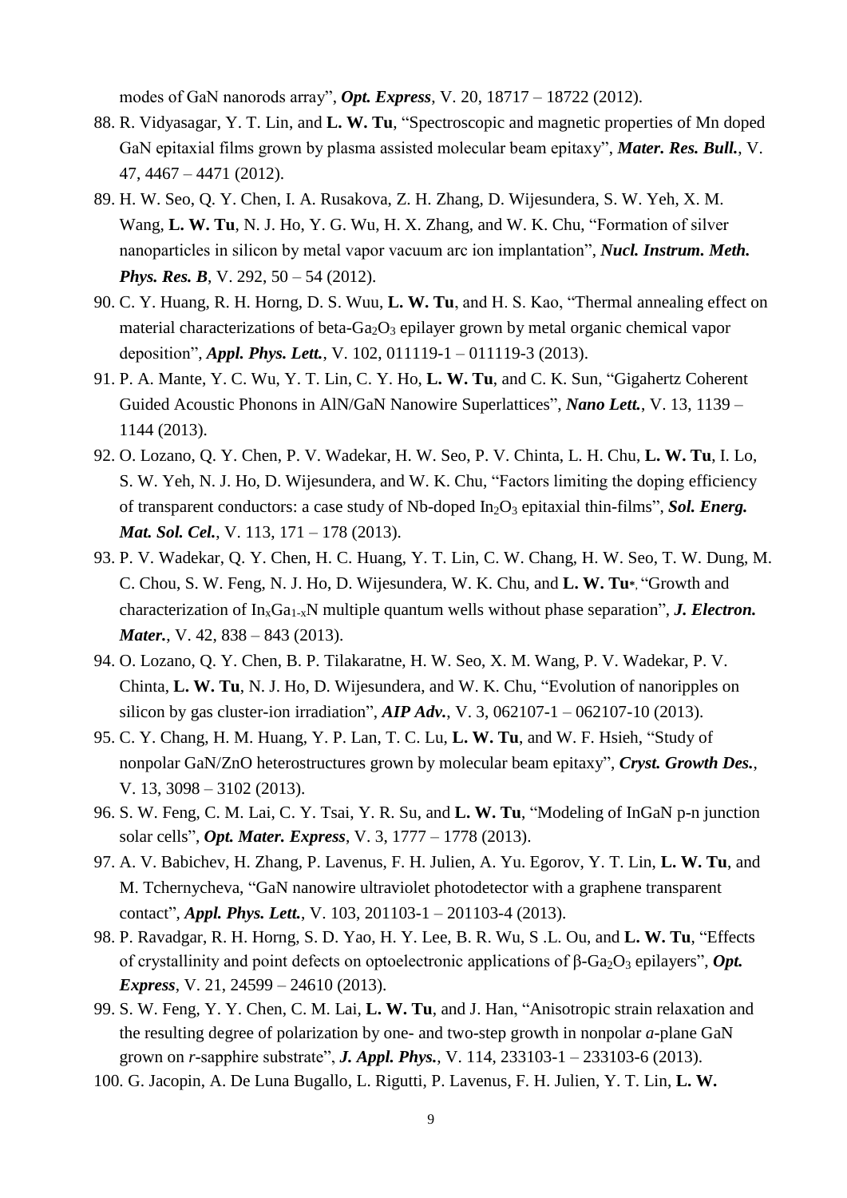modes of GaN nanorods array", ***Opt. Express***, V. 20, 18717 – 18722 (2012).

88. R. Vidyasagar, Y. T. Lin, and **L. W. Tu**, "Spectroscopic and magnetic properties of Mn doped GaN epitaxial films grown by plasma assisted molecular beam epitaxy", ***Mater. Res. Bull.***, V. 47, 4467 – 4471 (2012).
89. H. W. Seo, Q. Y. Chen, I. A. Rusakova, Z. H. Zhang, D. Wijesundera, S. W. Yeh, X. M. Wang, **L. W. Tu**, N. J. Ho, Y. G. Wu, H. X. Zhang, and W. K. Chu, "Formation of silver nanoparticles in silicon by metal vapor vacuum arc ion implantation", ***Nucl. Instrum. Meth. Phys. Res. B***, V. 292, 50 – 54 (2012).
90. C. Y. Huang, R. H. Horng, D. S. Wuu, **L. W. Tu**, and H. S. Kao, "Thermal annealing effect on material characterizations of beta-$Ga_2O_3$ epilayer grown by metal organic chemical vapor deposition", ***Appl. Phys. Lett.***, V. 102, 011119-1 – 011119-3 (2013).
91. P. A. Mante, Y. C. Wu, Y. T. Lin, C. Y. Ho, **L. W. Tu**, and C. K. Sun, "Gigahertz Coherent Guided Acoustic Phonons in AlN/GaN Nanowire Superlattices", ***Nano Lett.***, V. 13, 1139 – 1144 (2013).
92. O. Lozano, Q. Y. Chen, P. V. Wadekar, H. W. Seo, P. V. Chinta, L. H. Chu, **L. W. Tu**, I. Lo, S. W. Yeh, N. J. Ho, D. Wijesundera, and W. K. Chu, "Factors limiting the doping efficiency of transparent conductors: a case study of Nb-doped $In_2O_3$ epitaxial thin-films", ***Sol. Energ. Mat. Sol. Cel.***, V. 113, 171 – 178 (2013).
93. P. V. Wadekar, Q. Y. Chen, H. C. Huang, Y. T. Lin, C. W. Chang, H. W. Seo, T. W. Dung, M. C. Chou, S. W. Feng, N. J. Ho, D. Wijesundera, W. K. Chu, and **L. W. Tu***, "Growth and characterization of $In_xGa_{1-x}N$ multiple quantum wells without phase separation", ***J. Electron. Mater.***, V. 42, 838 – 843 (2013).
94. O. Lozano, Q. Y. Chen, B. P. Tilakaratne, H. W. Seo, X. M. Wang, P. V. Wadekar, P. V. Chinta, **L. W. Tu**, N. J. Ho, D. Wijesundera, and W. K. Chu, "Evolution of nanoripples on silicon by gas cluster-ion irradiation", ***AIP Adv.***, V. 3, 062107-1 – 062107-10 (2013).
95. C. Y. Chang, H. M. Huang, Y. P. Lan, T. C. Lu, **L. W. Tu**, and W. F. Hsieh, "Study of nonpolar GaN/ZnO heterostructures grown by molecular beam epitaxy", ***Cryst. Growth Des.***, V. 13, 3098 – 3102 (2013).
96. S. W. Feng, C. M. Lai, C. Y. Tsai, Y. R. Su, and **L. W. Tu**, "Modeling of InGaN p-n junction solar cells", ***Opt. Mater. Express***, V. 3, 1777 – 1778 (2013).
97. A. V. Babichev, H. Zhang, P. Lavenus, F. H. Julien, A. Yu. Egorov, Y. T. Lin, **L. W. Tu**, and M. Tchernycheva, "GaN nanowire ultraviolet photodetector with a graphene transparent contact", ***Appl. Phys. Lett.***, V. 103, 201103-1 – 201103-4 (2013).
98. P. Ravadgar, R. H. Horng, S. D. Yao, H. Y. Lee, B. R. Wu, S .L. Ou, and **L. W. Tu**, "Effects of crystallinity and point defects on optoelectronic applications of β-$Ga_2O_3$ epilayers", ***Opt. Express***, V. 21, 24599 – 24610 (2013).
99. S. W. Feng, Y. Y. Chen, C. M. Lai, **L. W. Tu**, and J. Han, "Anisotropic strain relaxation and the resulting degree of polarization by one- and two-step growth in nonpolar *a*-plane GaN grown on *r*-sapphire substrate", ***J. Appl. Phys.***, V. 114, 233103-1 – 233103-6 (2013).
100. G. Jacopin, A. De Luna Bugallo, L. Rigutti, P. Lavenus, F. H. Julien, Y. T. Lin, **L. W.**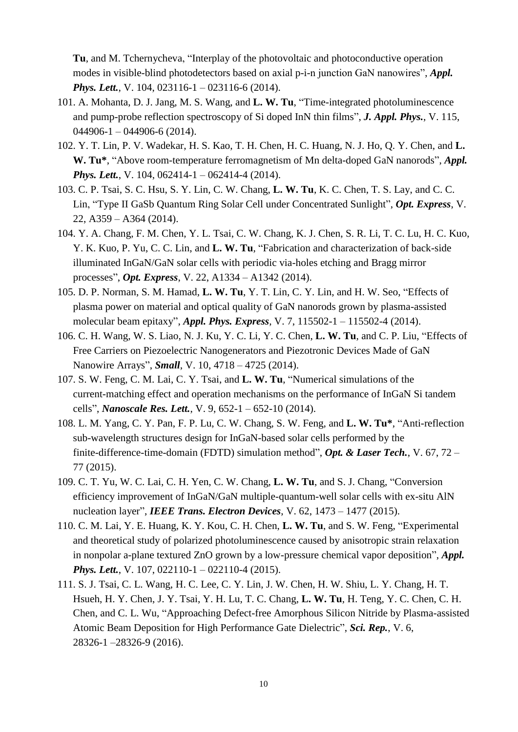**Tu**, and M. Tchernycheva, "Interplay of the photovoltaic and photoconductive operation modes in visible-blind photodetectors based on axial p-i-n junction GaN nanowires", ***Appl. Phys. Lett.***, V. 104, 023116-1 – 023116-6 (2014).

101. A. Mohanta, D. J. Jang, M. S. Wang, and **L. W. Tu**, "Time-integrated photoluminescence and pump-probe reflection spectroscopy of Si doped InN thin films", ***J. Appl. Phys.***, V. 115, 044906-1 – 044906-6 (2014).
102. Y. T. Lin, P. V. Wadekar, H. S. Kao, T. H. Chen, H. C. Huang, N. J. Ho, Q. Y. Chen, and **L. W. Tu***, "Above room-temperature ferromagnetism of Mn delta-doped GaN nanorods", ***Appl. Phys. Lett.***, V. 104, 062414-1 – 062414-4 (2014).
103. C. P. Tsai, S. C. Hsu, S. Y. Lin, C. W. Chang, **L. W. Tu**, K. C. Chen, T. S. Lay, and C. C. Lin, "Type II GaSb Quantum Ring Solar Cell under Concentrated Sunlight", ***Opt. Express***, V. 22, A359 – A364 (2014).
104. Y. A. Chang, F. M. Chen, Y. L. Tsai, C. W. Chang, K. J. Chen, S. R. Li, T. C. Lu, H. C. Kuo, Y. K. Kuo, P. Yu, C. C. Lin, and **L. W. Tu**, "Fabrication and characterization of back-side illuminated InGaN/GaN solar cells with periodic via-holes etching and Bragg mirror processes", ***Opt. Express***, V. 22, A1334 – A1342 (2014).
105. D. P. Norman, S. M. Hamad, **L. W. Tu**, Y. T. Lin, C. Y. Lin, and H. W. Seo, "Effects of plasma power on material and optical quality of GaN nanorods grown by plasma-assisted molecular beam epitaxy", ***Appl. Phys. Express***, V. 7, 115502-1 – 115502-4 (2014).
106. C. H. Wang, W. S. Liao, N. J. Ku, Y. C. Li, Y. C. Chen, **L. W. Tu**, and C. P. Liu, "Effects of Free Carriers on Piezoelectric Nanogenerators and Piezotronic Devices Made of GaN Nanowire Arrays", ***Small***, V. 10, 4718 – 4725 (2014).
107. S. W. Feng, C. M. Lai, C. Y. Tsai, and **L. W. Tu**, "Numerical simulations of the current-matching effect and operation mechanisms on the performance of InGaN Si tandem cells", ***Nanoscale Res. Lett.***, V. 9, 652-1 – 652-10 (2014).
108. L. M. Yang, C. Y. Pan, F. P. Lu, C. W. Chang, S. W. Feng, and **L. W. Tu***, "Anti-reflection sub-wavelength structures design for InGaN-based solar cells performed by the finite-difference-time-domain (FDTD) simulation method", ***Opt. & Laser Tech.***, V. 67, 72 – 77 (2015).
109. C. T. Yu, W. C. Lai, C. H. Yen, C. W. Chang, **L. W. Tu**, and S. J. Chang, "Conversion efficiency improvement of InGaN/GaN multiple-quantum-well solar cells with ex-situ AlN nucleation layer", ***IEEE Trans. Electron Devices***, V. 62, 1473 – 1477 (2015).
110. C. M. Lai, Y. E. Huang, K. Y. Kou, C. H. Chen, **L. W. Tu**, and S. W. Feng, "Experimental and theoretical study of polarized photoluminescence caused by anisotropic strain relaxation in nonpolar a-plane textured ZnO grown by a low-pressure chemical vapor deposition", ***Appl. Phys. Lett.***, V. 107, 022110-1 – 022110-4 (2015).
111. S. J. Tsai, C. L. Wang, H. C. Lee, C. Y. Lin, J. W. Chen, H. W. Shiu, L. Y. Chang, H. T. Hsueh, H. Y. Chen, J. Y. Tsai, Y. H. Lu, T. C. Chang, **L. W. Tu**, H. Teng, Y. C. Chen, C. H. Chen, and C. L. Wu, "Approaching Defect-free Amorphous Silicon Nitride by Plasma-assisted Atomic Beam Deposition for High Performance Gate Dielectric", ***Sci. Rep.***, V. 6, 28326-1 –28326-9 (2016).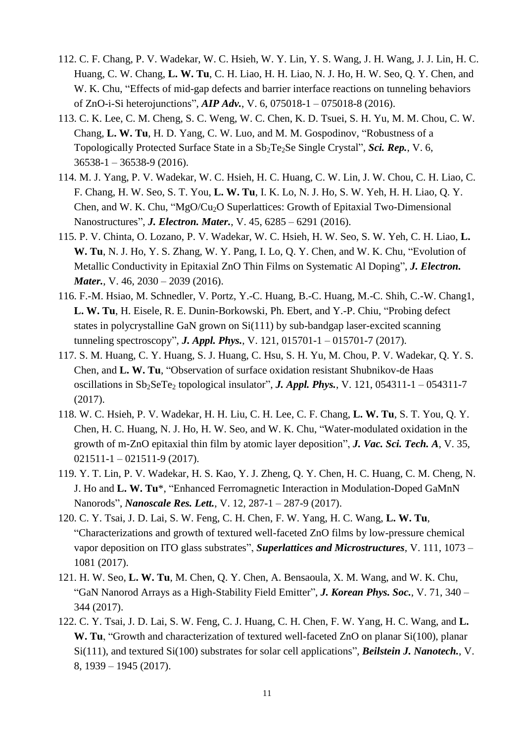112. C. F. Chang, P. V. Wadekar, W. C. Hsieh, W. Y. Lin, Y. S. Wang, J. H. Wang, J. J. Lin, H. C. Huang, C. W. Chang, **L. W. Tu**, C. H. Liao, H. H. Liao, N. J. Ho, H. W. Seo, Q. Y. Chen, and W. K. Chu, "Effects of mid-gap defects and barrier interface reactions on tunneling behaviors of ZnO-i-Si heterojunctions", ***AIP Adv.***, V. 6, 075018-1 – 075018-8 (2016).
113. C. K. Lee, C. M. Cheng, S. C. Weng, W. C. Chen, K. D. Tsuei, S. H. Yu, M. M. Chou, C. W. Chang, **L. W. Tu**, H. D. Yang, C. W. Luo, and M. M. Gospodinov, "Robustness of a Topologically Protected Surface State in a $Sb_2Te_2Se$ Single Crystal", ***Sci. Rep.***, V. 6, 36538-1 – 36538-9 (2016).
114. M. J. Yang, P. V. Wadekar, W. C. Hsieh, H. C. Huang, C. W. Lin, J. W. Chou, C. H. Liao, C. F. Chang, H. W. Seo, S. T. You, **L. W. Tu**, I. K. Lo, N. J. Ho, S. W. Yeh, H. H. Liao, Q. Y. Chen, and W. K. Chu, "$MgO/Cu_2O$ Superlattices: Growth of Epitaxial Two-Dimensional Nanostructures", ***J. Electron. Mater.***, V. 45, 6285 – 6291 (2016).
115. P. V. Chinta, O. Lozano, P. V. Wadekar, W. C. Hsieh, H. W. Seo, S. W. Yeh, C. H. Liao, **L. W. Tu**, N. J. Ho, Y. S. Zhang, W. Y. Pang, I. Lo, Q. Y. Chen, and W. K. Chu, "Evolution of Metallic Conductivity in Epitaxial ZnO Thin Films on Systematic Al Doping", ***J. Electron. Mater.***, V. 46, 2030 – 2039 (2016).
116. F.-M. Hsiao, M. Schnedler, V. Portz, Y.-C. Huang, B.-C. Huang, M.-C. Shih, C.-W. Chang1, **L. W. Tu**, H. Eisele, R. E. Dunin-Borkowski, Ph. Ebert, and Y.-P. Chiu, "Probing defect states in polycrystalline GaN grown on Si(111) by sub-bandgap laser-excited scanning tunneling spectroscopy", ***J. Appl. Phys.***, V. 121, 015701-1 – 015701-7 (2017).
117. S. M. Huang, C. Y. Huang, S. J. Huang, C. Hsu, S. H. Yu, M. Chou, P. V. Wadekar, Q. Y. S. Chen, and **L. W. Tu**, "Observation of surface oxidation resistant Shubnikov-de Haas oscillations in $Sb_2SeTe_2$ topological insulator", ***J. Appl. Phys.***, V. 121, 054311-1 – 054311-7 (2017).
118. W. C. Hsieh, P. V. Wadekar, H. H. Liu, C. H. Lee, C. F. Chang, **L. W. Tu**, S. T. You, Q. Y. Chen, H. C. Huang, N. J. Ho, H. W. Seo, and W. K. Chu, "Water-modulated oxidation in the growth of m-ZnO epitaxial thin film by atomic layer deposition", ***J. Vac. Sci. Tech. A***, V. 35, 021511-1 – 021511-9 (2017).
119. Y. T. Lin, P. V. Wadekar, H. S. Kao, Y. J. Zheng, Q. Y. Chen, H. C. Huang, C. M. Cheng, N. J. Ho and **L. W. Tu***, "Enhanced Ferromagnetic Interaction in Modulation-Doped GaMnN Nanorods", ***Nanoscale Res. Lett.***, V. 12, 287-1 – 287-9 (2017).
120. C. Y. Tsai, J. D. Lai, S. W. Feng, C. H. Chen, F. W. Yang, H. C. Wang, **L. W. Tu**, "Characterizations and growth of textured well-faceted ZnO films by low-pressure chemical vapor deposition on ITO glass substrates", ***Superlattices and Microstructures***, V. 111, 1073 – 1081 (2017).
121. H. W. Seo, **L. W. Tu**, M. Chen, Q. Y. Chen, A. Bensaoula, X. M. Wang, and W. K. Chu, "GaN Nanorod Arrays as a High-Stability Field Emitter", ***J. Korean Phys. Soc.***, V. 71, 340 – 344 (2017).
122. C. Y. Tsai, J. D. Lai, S. W. Feng, C. J. Huang, C. H. Chen, F. W. Yang, H. C. Wang, and **L. W. Tu**, "Growth and characterization of textured well-faceted ZnO on planar Si(100), planar Si(111), and textured Si(100) substrates for solar cell applications", ***Beilstein J. Nanotech.***, V. 8, 1939 – 1945 (2017).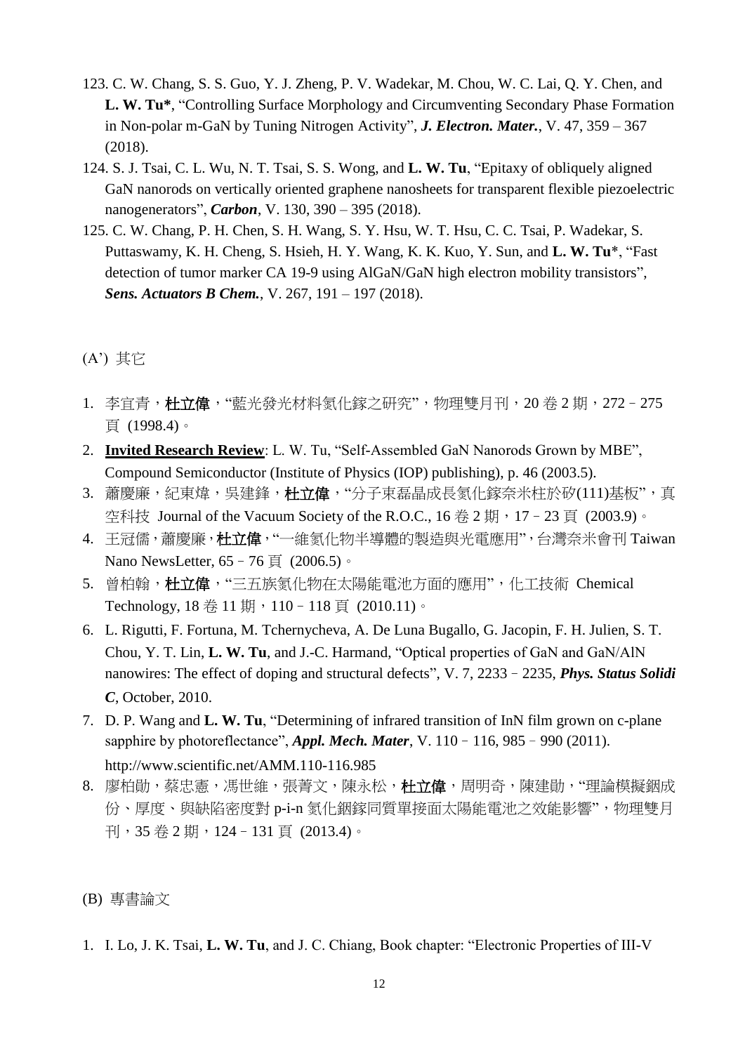123. C. W. Chang, S. S. Guo, Y. J. Zheng, P. V. Wadekar, M. Chou, W. C. Lai, Q. Y. Chen, and **L. W. Tu***, "Controlling Surface Morphology and Circumventing Secondary Phase Formation in Non-polar m-GaN by Tuning Nitrogen Activity", ***J. Electron. Mater.***, V. 47, 359 – 367 (2018).
124. S. J. Tsai, C. L. Wu, N. T. Tsai, S. S. Wong, and **L. W. Tu**, "Epitaxy of obliquely aligned GaN nanorods on vertically oriented graphene nanosheets for transparent flexible piezoelectric nanogenerators", ***Carbon***, V. 130, 390 – 395 (2018).
125. C. W. Chang, P. H. Chen, S. H. Wang, S. Y. Hsu, W. T. Hsu, C. C. Tsai, P. Wadekar, S. Puttaswamy, K. H. Cheng, S. Hsieh, H. Y. Wang, K. K. Kuo, Y. Sun, and **L. W. Tu***, "Fast detection of tumor marker CA 19-9 using AlGaN/GaN high electron mobility transistors", ***Sens. Actuators B Chem.***, V. 267, 191 – 197 (2018).

(A') 其它

1. 李宜青，**杜立偉**，"藍光發光材料氮化鎵之研究"，物理雙月刊，20 卷 2 期，272－275 頁 (1998.4)。
2. **Invited Research Review**: L. W. Tu, "Self-Assembled GaN Nanorods Grown by MBE", Compound Semiconductor (Institute of Physics (IOP) publishing), p. 46 (2003.5).
3. 蕭慶廉，紀東煒，吳建鋒，**杜立偉**，"分子束磊晶成長氮化鎵奈米柱於矽(111)基板"，真空科技 Journal of the Vacuum Society of the R.O.C., 16 卷 2 期，17－23 頁 (2003.9)。
4. 王冠儒，蕭慶廉，**杜立偉**，"一維氮化物半導體的製造與光電應用"，台灣奈米會刊 Taiwan Nano NewsLetter, 65－76 頁 (2006.5)。
5. 曾柏翰，**杜立偉**，"三五族氮化物在太陽能電池方面的應用"，化工技術 Chemical Technology, 18 卷 11 期，110－118 頁 (2010.11)。
6. L. Rigutti, F. Fortuna, M. Tchernycheva, A. De Luna Bugallo, G. Jacopin, F. H. Julien, S. T. Chou, Y. T. Lin, **L. W. Tu**, and J.-C. Harmand, "Optical properties of GaN and GaN/AlN nanowires: The effect of doping and structural defects", V. 7, 2233－2235, ***Phys. Status Solidi C***, October, 2010.
7. D. P. Wang and **L. W. Tu**, "Determining of infrared transition of InN film grown on c-plane sapphire by photoreflectance", ***Appl. Mech. Mater***, V. 110－116, 985－990 (2011). http://www.scientific.net/AMM.110-116.985
8. 廖柏勛，蔡忠憲，馮世維，張菁文，陳永松，**杜立偉**，周明奇，陳建勛，"理論模擬銦成份、厚度、與缺陷密度對 p-i-n 氮化銦鎵同質單接面太陽能電池之效能影響"，物理雙月刊，35 卷 2 期，124－131 頁 (2013.4)。

(B) 專書論文

1. I. Lo, J. K. Tsai, **L. W. Tu**, and J. C. Chiang, Book chapter: "Electronic Properties of III-V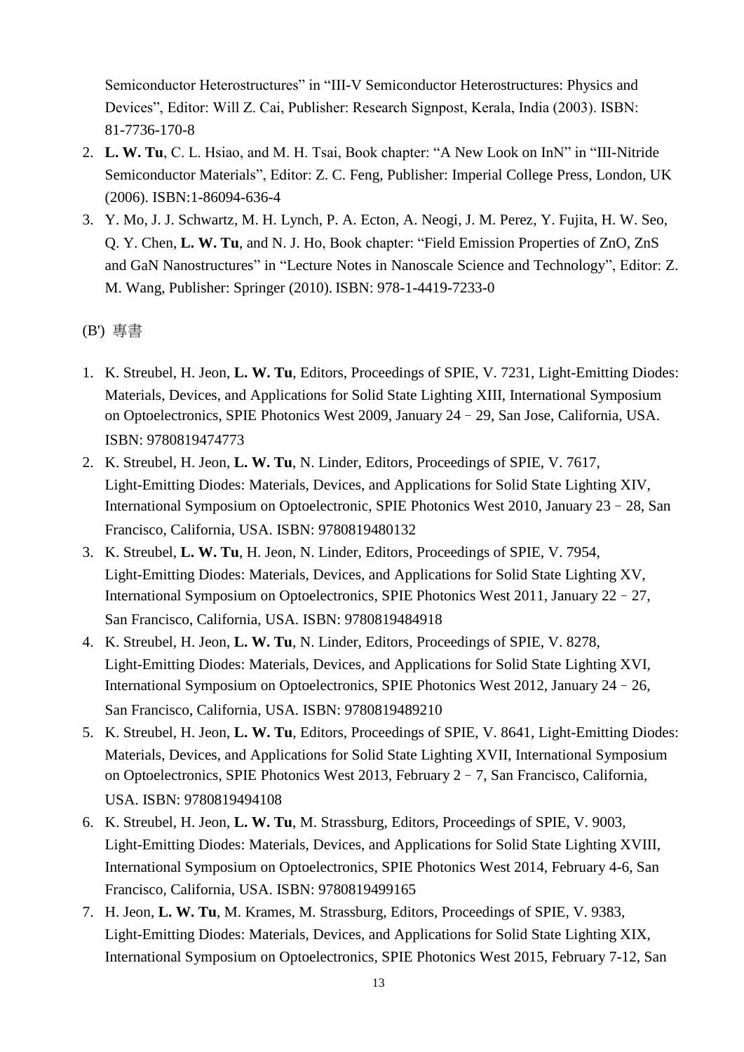Semiconductor Heterostructures" in "III-V Semiconductor Heterostructures: Physics and Devices", Editor: Will Z. Cai, Publisher: Research Signpost, Kerala, India (2003). ISBN: 81-7736-170-8

2. **L. W. Tu**, C. L. Hsiao, and M. H. Tsai, Book chapter: "A New Look on InN" in "III-Nitride Semiconductor Materials", Editor: Z. C. Feng, Publisher: Imperial College Press, London, UK (2006). ISBN:1-86094-636-4
3. Y. Mo, J. J. Schwartz, M. H. Lynch, P. A. Ecton, A. Neogi, J. M. Perez, Y. Fujita, H. W. Seo, Q. Y. Chen, **L. W. Tu**, and N. J. Ho, Book chapter: "Field Emission Properties of ZnO, ZnS and GaN Nanostructures" in "Lecture Notes in Nanoscale Science and Technology", Editor: Z. M. Wang, Publisher: Springer (2010). ISBN: 978-1-4419-7233-0

(B') 專書

1. K. Streubel, H. Jeon, **L. W. Tu**, Editors, Proceedings of SPIE, V. 7231, Light-Emitting Diodes: Materials, Devices, and Applications for Solid State Lighting XIII, International Symposium on Optoelectronics, SPIE Photonics West 2009, January 24 – 29, San Jose, California, USA. ISBN: 9780819474773
2. K. Streubel, H. Jeon, **L. W. Tu**, N. Linder, Editors, Proceedings of SPIE, V. 7617, Light-Emitting Diodes: Materials, Devices, and Applications for Solid State Lighting XIV, International Symposium on Optoelectronic, SPIE Photonics West 2010, January 23 – 28, San Francisco, California, USA. ISBN: 9780819480132
3. K. Streubel, **L. W. Tu**, H. Jeon, N. Linder, Editors, Proceedings of SPIE, V. 7954, Light-Emitting Diodes: Materials, Devices, and Applications for Solid State Lighting XV, International Symposium on Optoelectronics, SPIE Photonics West 2011, January 22 – 27, San Francisco, California, USA. ISBN: 9780819484918
4. K. Streubel, H. Jeon, **L. W. Tu**, N. Linder, Editors, Proceedings of SPIE, V. 8278, Light-Emitting Diodes: Materials, Devices, and Applications for Solid State Lighting XVI, International Symposium on Optoelectronics, SPIE Photonics West 2012, January 24 – 26, San Francisco, California, USA. ISBN: 9780819489210
5. K. Streubel, H. Jeon, **L. W. Tu**, Editors, Proceedings of SPIE, V. 8641, Light-Emitting Diodes: Materials, Devices, and Applications for Solid State Lighting XVII, International Symposium on Optoelectronics, SPIE Photonics West 2013, February 2 – 7, San Francisco, California, USA. ISBN: 9780819494108
6. K. Streubel, H. Jeon, **L. W. Tu**, M. Strassburg, Editors, Proceedings of SPIE, V. 9003, Light-Emitting Diodes: Materials, Devices, and Applications for Solid State Lighting XVIII, International Symposium on Optoelectronics, SPIE Photonics West 2014, February 4-6, San Francisco, California, USA. ISBN: 9780819499165
7. H. Jeon, **L. W. Tu**, M. Krames, M. Strassburg, Editors, Proceedings of SPIE, V. 9383, Light-Emitting Diodes: Materials, Devices, and Applications for Solid State Lighting XIX, International Symposium on Optoelectronics, SPIE Photonics West 2015, February 7-12, San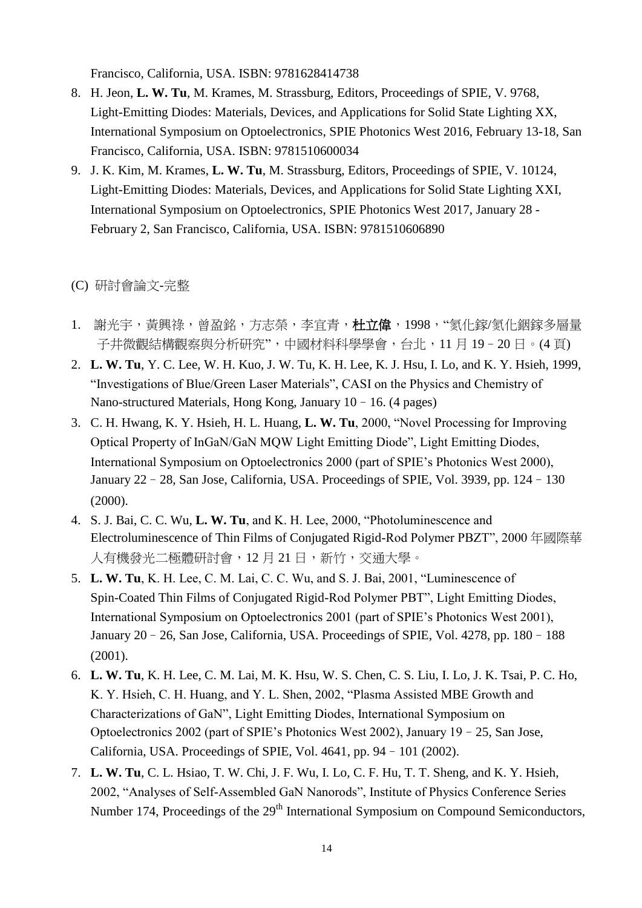Francisco, California, USA. ISBN: 9781628414738

8. H. Jeon, **L. W. Tu**, M. Krames, M. Strassburg, Editors, Proceedings of SPIE, V. 9768, Light-Emitting Diodes: Materials, Devices, and Applications for Solid State Lighting XX, International Symposium on Optoelectronics, SPIE Photonics West 2016, February 13-18, San Francisco, California, USA. ISBN: 9781510600034
9. J. K. Kim, M. Krames, **L. W. Tu**, M. Strassburg, Editors, Proceedings of SPIE, V. 10124, Light-Emitting Diodes: Materials, Devices, and Applications for Solid State Lighting XXI, International Symposium on Optoelectronics, SPIE Photonics West 2017, January 28 - February 2, San Francisco, California, USA. ISBN: 9781510606890

(C) 研討會論文-完整

1. 謝光宇，黃興祿，曾盈銘，方志榮，李宜青，**杜立偉**，1998，"氮化鎵/氮化銦鎵多層量子井微觀結構觀察與分析研究"，中國材料科學學會，台北，11 月 19–20 日。(4 頁)
2. **L. W. Tu**, Y. C. Lee, W. H. Kuo, J. W. Tu, K. H. Lee, K. J. Hsu, I. Lo, and K. Y. Hsieh, 1999, "Investigations of Blue/Green Laser Materials", CASI on the Physics and Chemistry of Nano-structured Materials, Hong Kong, January 10–16. (4 pages)
3. C. H. Hwang, K. Y. Hsieh, H. L. Huang, **L. W. Tu**, 2000, "Novel Processing for Improving Optical Property of InGaN/GaN MQW Light Emitting Diode", Light Emitting Diodes, International Symposium on Optoelectronics 2000 (part of SPIE's Photonics West 2000), January 22–28, San Jose, California, USA. Proceedings of SPIE, Vol. 3939, pp. 124–130 (2000).
4. S. J. Bai, C. C. Wu, **L. W. Tu**, and K. H. Lee, 2000, "Photoluminescence and Electroluminescence of Thin Films of Conjugated Rigid-Rod Polymer PBZT", 2000 年國際華人有機發光二極體研討會，12 月 21 日，新竹，交通大學。
5. **L. W. Tu**, K. H. Lee, C. M. Lai, C. C. Wu, and S. J. Bai, 2001, "Luminescence of Spin-Coated Thin Films of Conjugated Rigid-Rod Polymer PBT", Light Emitting Diodes, International Symposium on Optoelectronics 2001 (part of SPIE's Photonics West 2001), January 20–26, San Jose, California, USA. Proceedings of SPIE, Vol. 4278, pp. 180–188 (2001).
6. **L. W. Tu**, K. H. Lee, C. M. Lai, M. K. Hsu, W. S. Chen, C. S. Liu, I. Lo, J. K. Tsai, P. C. Ho, K. Y. Hsieh, C. H. Huang, and Y. L. Shen, 2002, "Plasma Assisted MBE Growth and Characterizations of GaN", Light Emitting Diodes, International Symposium on Optoelectronics 2002 (part of SPIE's Photonics West 2002), January 19–25, San Jose, California, USA. Proceedings of SPIE, Vol. 4641, pp. 94–101 (2002).
7. **L. W. Tu**, C. L. Hsiao, T. W. Chi, J. F. Wu, I. Lo, C. F. Hu, T. T. Sheng, and K. Y. Hsieh, 2002, "Analyses of Self-Assembled GaN Nanorods", Institute of Physics Conference Series Number 174, Proceedings of the 29th International Symposium on Compound Semiconductors,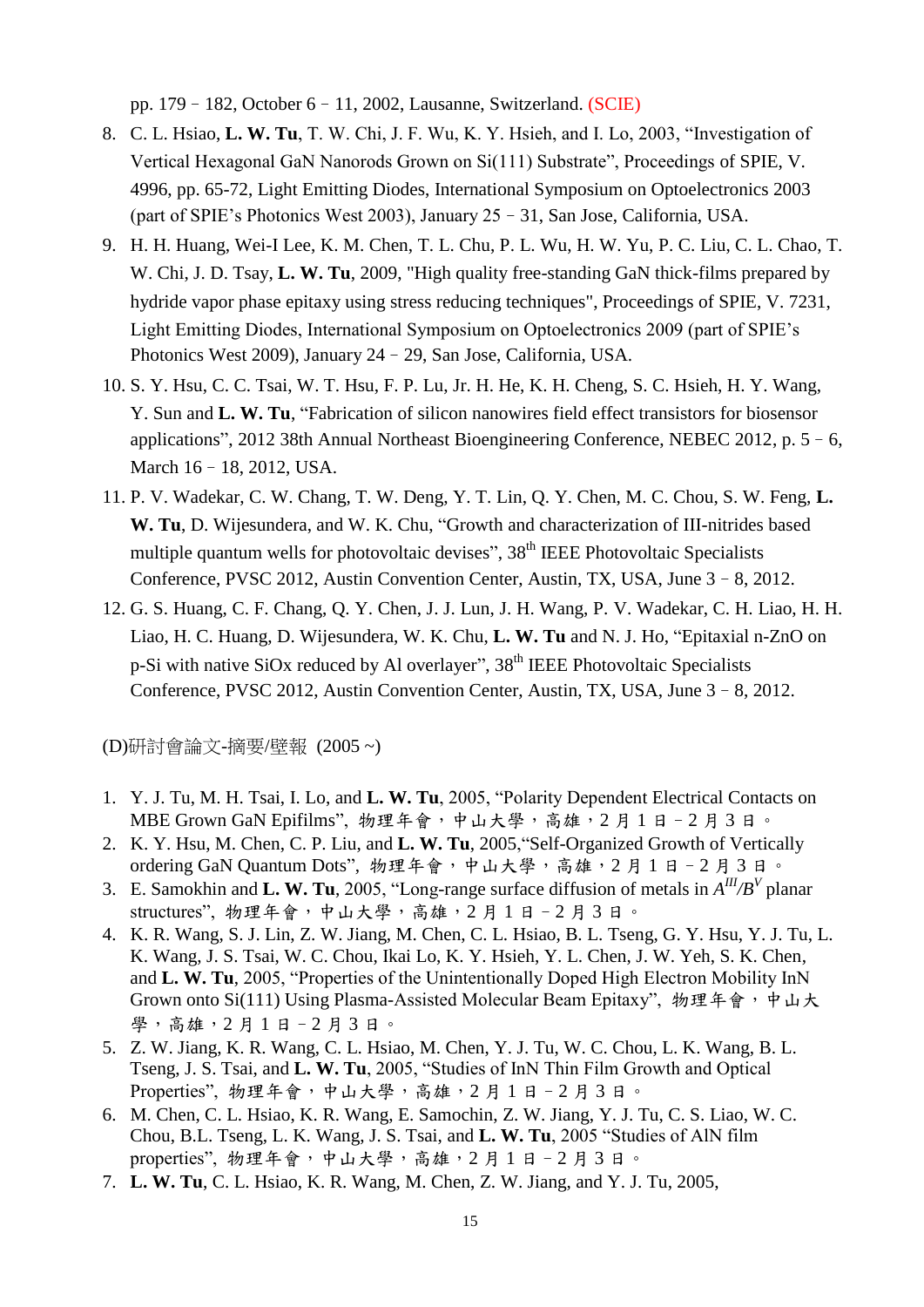pp. 179–182, October 6–11, 2002, Lausanne, Switzerland. (SCIE)

8. C. L. Hsiao, **L. W. Tu**, T. W. Chi, J. F. Wu, K. Y. Hsieh, and I. Lo, 2003, "Investigation of Vertical Hexagonal GaN Nanorods Grown on Si(111) Substrate", Proceedings of SPIE, V. 4996, pp. 65-72, Light Emitting Diodes, International Symposium on Optoelectronics 2003 (part of SPIE's Photonics West 2003), January 25–31, San Jose, California, USA.
9. H. H. Huang, Wei-I Lee, K. M. Chen, T. L. Chu, P. L. Wu, H. W. Yu, P. C. Liu, C. L. Chao, T. W. Chi, J. D. Tsay, **L. W. Tu**, 2009, "High quality free-standing GaN thick-films prepared by hydride vapor phase epitaxy using stress reducing techniques", Proceedings of SPIE, V. 7231, Light Emitting Diodes, International Symposium on Optoelectronics 2009 (part of SPIE's Photonics West 2009), January 24–29, San Jose, California, USA.
10. S. Y. Hsu, C. C. Tsai, W. T. Hsu, F. P. Lu, Jr. H. He, K. H. Cheng, S. C. Hsieh, H. Y. Wang, Y. Sun and **L. W. Tu**, "Fabrication of silicon nanowires field effect transistors for biosensor applications", 2012 38th Annual Northeast Bioengineering Conference, NEBEC 2012, p. 5–6, March 16–18, 2012, USA.
11. P. V. Wadekar, C. W. Chang, T. W. Deng, Y. T. Lin, Q. Y. Chen, M. C. Chou, S. W. Feng, **L. W. Tu**, D. Wijesundera, and W. K. Chu, "Growth and characterization of III-nitrides based multiple quantum wells for photovoltaic devises", 38th IEEE Photovoltaic Specialists Conference, PVSC 2012, Austin Convention Center, Austin, TX, USA, June 3–8, 2012.
12. G. S. Huang, C. F. Chang, Q. Y. Chen, J. J. Lun, J. H. Wang, P. V. Wadekar, C. H. Liao, H. H. Liao, H. C. Huang, D. Wijesundera, W. K. Chu, **L. W. Tu** and N. J. Ho, "Epitaxial n-ZnO on p-Si with native SiOx reduced by Al overlayer", 38th IEEE Photovoltaic Specialists Conference, PVSC 2012, Austin Convention Center, Austin, TX, USA, June 3–8, 2012.

(D)研討會論文-摘要/壁報 (2005 ~)

1. Y. J. Tu, M. H. Tsai, I. Lo, and **L. W. Tu**, 2005, "Polarity Dependent Electrical Contacts on MBE Grown GaN Epifilms", 物理年會，中山大學，高雄，2月1日－2月3日。
2. K. Y. Hsu, M. Chen, C. P. Liu, and **L. W. Tu**, 2005,"Self-Organized Growth of Vertically ordering GaN Quantum Dots", 物理年會，中山大學，高雄，2月1日－2月3日。
3. E. Samokhin and **L. W. Tu**, 2005, "Long-range surface diffusion of metals in $A^{III}/B^{V}$ planar structures", 物理年會，中山大學，高雄，2月1日－2月3日。
4. K. R. Wang, S. J. Lin, Z. W. Jiang, M. Chen, C. L. Hsiao, B. L. Tseng, G. Y. Hsu, Y. J. Tu, L. K. Wang, J. S. Tsai, W. C. Chou, Ikai Lo, K. Y. Hsieh, Y. L. Chen, J. W. Yeh, S. K. Chen, and **L. W. Tu**, 2005, "Properties of the Unintentionally Doped High Electron Mobility InN Grown onto Si(111) Using Plasma-Assisted Molecular Beam Epitaxy", 物理年會，中山大學，高雄，2月1日－2月3日。
5. Z. W. Jiang, K. R. Wang, C. L. Hsiao, M. Chen, Y. J. Tu, W. C. Chou, L. K. Wang, B. L. Tseng, J. S. Tsai, and **L. W. Tu**, 2005, "Studies of InN Thin Film Growth and Optical Properties", 物理年會，中山大學，高雄，2月1日－2月3日。
6. M. Chen, C. L. Hsiao, K. R. Wang, E. Samochin, Z. W. Jiang, Y. J. Tu, C. S. Liao, W. C. Chou, B.L. Tseng, L. K. Wang, J. S. Tsai, and **L. W. Tu**, 2005 "Studies of AlN film properties", 物理年會，中山大學，高雄，2月1日－2月3日。
7. **L. W. Tu**, C. L. Hsiao, K. R. Wang, M. Chen, Z. W. Jiang, and Y. J. Tu, 2005,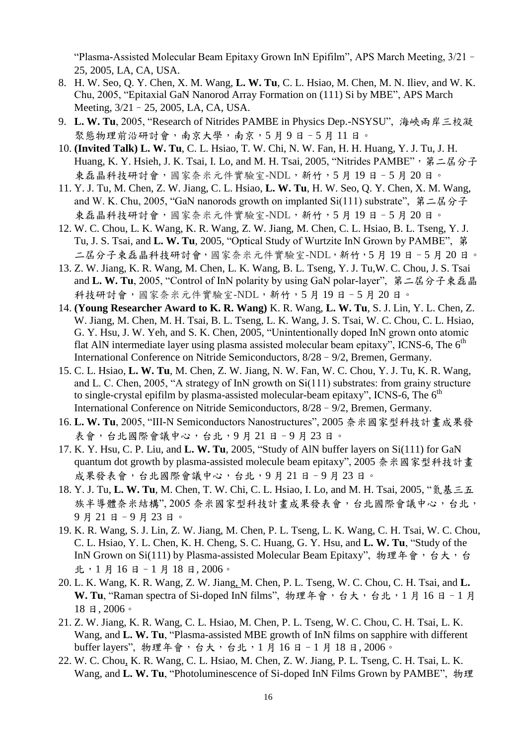"Plasma-Assisted Molecular Beam Epitaxy Grown InN Epifilm", APS March Meeting, 3/21 – 25, 2005, LA, CA, USA.

8. H. W. Seo, Q. Y. Chen, X. M. Wang, **L. W. Tu**, C. L. Hsiao, M. Chen, M. N. Iliev, and W. K. Chu, 2005, "Epitaxial GaN Nanorod Array Formation on (111) Si by MBE", APS March Meeting, 3/21 – 25, 2005, LA, CA, USA.
9. **L. W. Tu**, 2005, "Research of Nitrides PAMBE in Physics Dep.-NSYSU", 海峽兩岸三校凝聚態物理前沿研討會，南京大學，南京，5 月 9 日 – 5 月 11 日。
10. **(Invited Talk) L. W. Tu**, C. L. Hsiao, T. W. Chi, N. W. Fan, H. H. Huang, Y. J. Tu, J. H. Huang, K. Y. Hsieh, J. K. Tsai, I. Lo, and M. H. Tsai, 2005, "Nitrides PAMBE"，第二屆分子束磊晶科技研討會，國家奈米元件實驗室-NDL，新竹，5 月 19 日 – 5 月 20 日。
11. Y. J. Tu, M. Chen, Z. W. Jiang, C. L. Hsiao, **L. W. Tu**, H. W. Seo, Q. Y. Chen, X. M. Wang, and W. K. Chu, 2005, "GaN nanorods growth on implanted Si(111) substrate", 第二屆分子束磊晶科技研討會，國家奈米元件實驗室-NDL，新竹，5 月 19 日 – 5 月 20 日。
12. W. C. Chou, L. K. Wang, K. R. Wang, Z. W. Jiang, M. Chen, C. L. Hsiao, B. L. Tseng, Y. J. Tu, J. S. Tsai, and **L. W. Tu**, 2005, "Optical Study of Wurtzite InN Grown by PAMBE", 第二屆分子束磊晶科技研討會，國家奈米元件實驗室-NDL，新竹，5 月 19 日 – 5 月 20 日。
13. Z. W. Jiang, K. R. Wang, M. Chen, L. K. Wang, B. L. Tseng, Y. J. Tu,W. C. Chou, J. S. Tsai and **L. W. Tu**, 2005, "Control of InN polarity by using GaN polar-layer", 第二屆分子束磊晶科技研討會，國家奈米元件實驗室-NDL，新竹，5 月 19 日 – 5 月 20 日。
14. **(Young Researcher Award to K. R. Wang)** K. R. Wang, **L. W. Tu**, S. J. Lin, Y. L. Chen, Z. W. Jiang, M. Chen, M. H. Tsai, B. L. Tseng, L. K. Wang, J. S. Tsai, W. C. Chou, C. L. Hsiao, G. Y. Hsu, J. W. Yeh, and S. K. Chen, 2005, "Unintentionally doped InN grown onto atomic flat AlN intermediate layer using plasma assisted molecular beam epitaxy", ICNS-6, The 6th International Conference on Nitride Semiconductors, 8/28 – 9/2, Bremen, Germany.
15. C. L. Hsiao, **L. W. Tu**, M. Chen, Z. W. Jiang, N. W. Fan, W. C. Chou, Y. J. Tu, K. R. Wang, and L. C. Chen, 2005, "A strategy of InN growth on Si(111) substrates: from grainy structure to single-crystal epifilm by plasma-assisted molecular-beam epitaxy", ICNS-6, The 6th International Conference on Nitride Semiconductors, 8/28 – 9/2, Bremen, Germany.
16. **L. W. Tu**, 2005, "III-N Semiconductors Nanostructures", 2005 奈米國家型科技計畫成果發表會，台北國際會議中心，台北，9 月 21 日 – 9 月 23 日。
17. K. Y. Hsu, C. P. Liu, and **L. W. Tu**, 2005, "Study of AlN buffer layers on Si(111) for GaN quantum dot growth by plasma-assisted molecule beam epitaxy", 2005 奈米國家型科技計畫成果發表會，台北國際會議中心，台北，9 月 21 日 – 9 月 23 日。
18. Y. J. Tu, **L. W. Tu**, M. Chen, T. W. Chi, C. L. Hsiao, I. Lo, and M. H. Tsai, 2005, "氮基三五族半導體奈米結構", 2005 奈米國家型科技計畫成果發表會，台北國際會議中心，台北，9 月 21 日 – 9 月 23 日。
19. K. R. Wang, S. J. Lin, Z. W. Jiang, M. Chen, P. L. Tseng, L. K. Wang, C. H. Tsai, W. C. Chou, C. L. Hsiao, Y. L. Chen, K. H. Cheng, S. C. Huang, G. Y. Hsu, and **L. W. Tu**, "Study of the InN Grown on Si(111) by Plasma-assisted Molecular Beam Epitaxy", 物理年會，台大，台北，1 月 16 日 – 1 月 18 日, 2006。
20. L. K. Wang, K. R. Wang, Z. W. Jiang, M. Chen, P. L. Tseng, W. C. Chou, C. H. Tsai, and **L. W. Tu**, "Raman spectra of Si-doped InN films", 物理年會，台大，台北，1 月 16 日 – 1 月 18 日, 2006。
21. Z. W. Jiang, K. R. Wang, C. L. Hsiao, M. Chen, P. L. Tseng, W. C. Chou, C. H. Tsai, L. K. Wang, and **L. W. Tu**, "Plasma-assisted MBE growth of InN films on sapphire with different buffer layers", 物理年會，台大，台北，1 月 16 日 – 1 月 18 日, 2006。
22. W. C. Chou, K. R. Wang, C. L. Hsiao, M. Chen, Z. W. Jiang, P. L. Tseng, C. H. Tsai, L. K. Wang, and **L. W. Tu**, "Photoluminescence of Si-doped InN Films Grown by PAMBE", 物理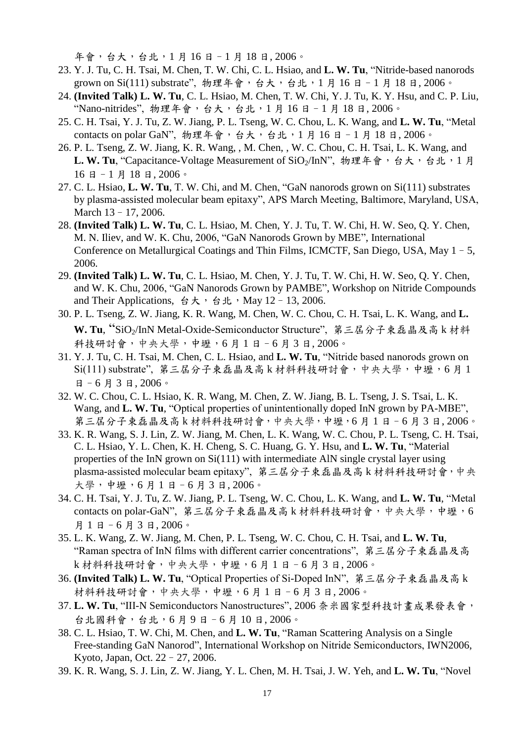年會，台大，台北，1 月 16 日 – 1 月 18 日, 2006。

23. Y. J. Tu, C. H. Tsai, M. Chen, T. W. Chi, C. L. Hsiao, and **L. W. Tu**, "Nitride-based nanorods grown on Si(111) substrate", 物理年會，台大，台北，1 月 16 日 – 1 月 18 日, 2006。
24. **(Invited Talk) L. W. Tu**, C. L. Hsiao, M. Chen, T. W. Chi, Y. J. Tu, K. Y. Hsu, and C. P. Liu, "Nano-nitrides", 物理年會，台大，台北，1 月 16 日 – 1 月 18 日, 2006。
25. C. H. Tsai, Y. J. Tu, Z. W. Jiang, P. L. Tseng, W. C. Chou, L. K. Wang, and **L. W. Tu**, "Metal contacts on polar GaN", 物理年會，台大，台北，1 月 16 日 – 1 月 18 日, 2006。
26. P. L. Tseng, Z. W. Jiang, K. R. Wang, , M. Chen, , W. C. Chou, C. H. Tsai, L. K. Wang, and **L. W. Tu**, "Capacitance-Voltage Measurement of $SiO_2$/InN", 物理年會，台大，台北，1 月 16 日 – 1 月 18 日, 2006。
27. C. L. Hsiao, **L. W. Tu**, T. W. Chi, and M. Chen, "GaN nanorods grown on Si(111) substrates by plasma-assisted molecular beam epitaxy", APS March Meeting, Baltimore, Maryland, USA, March 13 – 17, 2006.
28. **(Invited Talk) L. W. Tu**, C. L. Hsiao, M. Chen, Y. J. Tu, T. W. Chi, H. W. Seo, Q. Y. Chen, M. N. Iliev, and W. K. Chu, 2006, "GaN Nanorods Grown by MBE", International Conference on Metallurgical Coatings and Thin Films, ICMCTF, San Diego, USA, May 1 – 5, 2006.
29. **(Invited Talk) L. W. Tu**, C. L. Hsiao, M. Chen, Y. J. Tu, T. W. Chi, H. W. Seo, Q. Y. Chen, and W. K. Chu, 2006, "GaN Nanorods Grown by PAMBE", Workshop on Nitride Compounds and Their Applications, 台大，台北，May 12 – 13, 2006.
30. P. L. Tseng, Z. W. Jiang, K. R. Wang, M. Chen, W. C. Chou, C. H. Tsai, L. K. Wang, and **L. W. Tu**, "$SiO_2$/InN Metal-Oxide-Semiconductor Structure", 第三屆分子束磊晶及高 k 材料科技研討會，中央大學，中壢，6 月 1 日 – 6 月 3 日, 2006。
31. Y. J. Tu, C. H. Tsai, M. Chen, C. L. Hsiao, and **L. W. Tu**, "Nitride based nanorods grown on Si(111) substrate", 第三屆分子束磊晶及高 k 材料科技研討會，中央大學，中壢，6 月 1 日 – 6 月 3 日, 2006。
32. W. C. Chou, C. L. Hsiao, K. R. Wang, M. Chen, Z. W. Jiang, B. L. Tseng, J. S. Tsai, L. K. Wang, and **L. W. Tu**, "Optical properties of unintentionally doped InN grown by PA-MBE", 第三屆分子束磊晶及高 k 材料科技研討會，中央大學，中壢，6 月 1 日 – 6 月 3 日, 2006。
33. K. R. Wang, S. J. Lin, Z. W. Jiang, M. Chen, L. K. Wang, W. C. Chou, P. L. Tseng, C. H. Tsai, C. L. Hsiao, Y. L. Chen, K. H. Cheng, S. C. Huang, G. Y. Hsu, and **L. W. Tu**, "Material properties of the InN grown on Si(111) with intermediate AlN single crystal layer using plasma-assisted molecular beam epitaxy", 第三屆分子束磊晶及高 k 材料科技研討會，中央大學，中壢，6 月 1 日 – 6 月 3 日, 2006。
34. C. H. Tsai, Y. J. Tu, Z. W. Jiang, P. L. Tseng, W. C. Chou, L. K. Wang, and **L. W. Tu**, "Metal contacts on polar-GaN", 第三屆分子束磊晶及高 k 材料科技研討會，中央大學，中壢，6 月 1 日 – 6 月 3 日, 2006。
35. L. K. Wang, Z. W. Jiang, M. Chen, P. L. Tseng, W. C. Chou, C. H. Tsai, and **L. W. Tu**, "Raman spectra of InN films with different carrier concentrations", 第三屆分子束磊晶及高 k 材料科技研討會，中央大學，中壢，6 月 1 日 – 6 月 3 日, 2006。
36. **(Invited Talk) L. W. Tu**, "Optical Properties of Si-Doped InN", 第三屆分子束磊晶及高 k 材料科技研討會，中央大學，中壢，6 月 1 日 – 6 月 3 日, 2006。
37. **L. W. Tu**, "III-N Semiconductors Nanostructures", 2006 奈米國家型科技計畫成果發表會，台北國科會，台北，6 月 9 日 – 6 月 10 日, 2006。
38. C. L. Hsiao, T. W. Chi, M. Chen, and **L. W. Tu**, "Raman Scattering Analysis on a Single Free-standing GaN Nanorod", International Workshop on Nitride Semiconductors, IWN2006, Kyoto, Japan, Oct. 22 – 27, 2006.
39. K. R. Wang, S. J. Lin, Z. W. Jiang, Y. L. Chen, M. H. Tsai, J. W. Yeh, and **L. W. Tu**, "Novel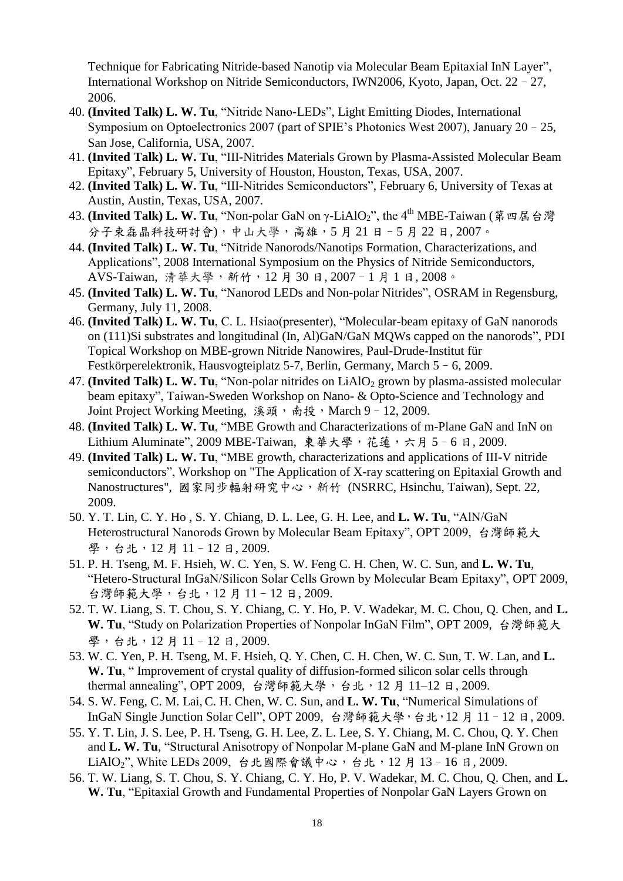Technique for Fabricating Nitride-based Nanotip via Molecular Beam Epitaxial InN Layer", International Workshop on Nitride Semiconductors, IWN2006, Kyoto, Japan, Oct. 22－27, 2006.

40. **(Invited Talk) L. W. Tu**, "Nitride Nano-LEDs", Light Emitting Diodes, International Symposium on Optoelectronics 2007 (part of SPIE's Photonics West 2007), January 20－25, San Jose, California, USA, 2007.
41. **(Invited Talk) L. W. Tu**, "III-Nitrides Materials Grown by Plasma-Assisted Molecular Beam Epitaxy", February 5, University of Houston, Houston, Texas, USA, 2007.
42. **(Invited Talk) L. W. Tu**, "III-Nitrides Semiconductors", February 6, University of Texas at Austin, Austin, Texas, USA, 2007.
43. **(Invited Talk) L. W. Tu**, "Non-polar GaN on γ-$LiAlO_2$", the 4th MBE-Taiwan (第四屆台灣分子束磊晶科技研討會)，中山大學，高雄，5 月 21 日－5 月 22 日, 2007。
44. **(Invited Talk) L. W. Tu**, "Nitride Nanorods/Nanotips Formation, Characterizations, and Applications", 2008 International Symposium on the Physics of Nitride Semiconductors, AVS-Taiwan, 清華大學，新竹，12 月 30 日, 2007－1 月 1 日, 2008。
45. **(Invited Talk) L. W. Tu**, "Nanorod LEDs and Non-polar Nitrides", OSRAM in Regensburg, Germany, July 11, 2008.
46. **(Invited Talk) L. W. Tu**, C. L. Hsiao(presenter), "Molecular-beam epitaxy of GaN nanorods on (111)Si substrates and longitudinal (In, Al)GaN/GaN MQWs capped on the nanorods", PDI Topical Workshop on MBE-grown Nitride Nanowires, Paul-Drude-Institut für Festkörperelektronik, Hausvogteiplatz 5-7, Berlin, Germany, March 5－6, 2009.
47. **(Invited Talk) L. W. Tu**, "Non-polar nitrides on $LiAlO_2$ grown by plasma-assisted molecular beam epitaxy", Taiwan-Sweden Workshop on Nano- & Opto-Science and Technology and Joint Project Working Meeting, 溪頭，南投，March 9－12, 2009.
48. **(Invited Talk) L. W. Tu**, "MBE Growth and Characterizations of m-Plane GaN and InN on Lithium Aluminate", 2009 MBE-Taiwan, 東華大學，花蓮，六月 5－6 日, 2009.
49. **(Invited Talk) L. W. Tu**, "MBE growth, characterizations and applications of III-V nitride semiconductors", Workshop on "The Application of X-ray scattering on Epitaxial Growth and Nanostructures", 國家同步輻射研究中心，新竹 (NSRRC, Hsinchu, Taiwan), Sept. 22, 2009.
50. Y. T. Lin, C. Y. Ho , S. Y. Chiang, D. L. Lee, G. H. Lee, and **L. W. Tu**, "AlN/GaN Heterostructural Nanorods Grown by Molecular Beam Epitaxy", OPT 2009, 台灣師範大學，台北，12 月 11－12 日, 2009.
51. P. H. Tseng, M. F. Hsieh, W. C. Yen, S. W. Feng C. H. Chen, W. C. Sun, and **L. W. Tu**, "Hetero-Structural InGaN/Silicon Solar Cells Grown by Molecular Beam Epitaxy", OPT 2009, 台灣師範大學，台北，12 月 11－12 日, 2009.
52. T. W. Liang, S. T. Chou, S. Y. Chiang, C. Y. Ho, P. V. Wadekar, M. C. Chou, Q. Chen, and **L. W. Tu**, "Study on Polarization Properties of Nonpolar InGaN Film", OPT 2009, 台灣師範大學，台北，12 月 11－12 日, 2009.
53. W. C. Yen, P. H. Tseng, M. F. Hsieh, Q. Y. Chen, C. H. Chen, W. C. Sun, T. W. Lan, and **L. W. Tu**, " Improvement of crystal quality of diffusion-formed silicon solar cells through thermal annealing", OPT 2009, 台灣師範大學，台北，12 月 11–12 日, 2009.
54. S. W. Feng, C. M. Lai, C. H. Chen, W. C. Sun, and **L. W. Tu**, "Numerical Simulations of InGaN Single Junction Solar Cell", OPT 2009, 台灣師範大學，台北，12 月 11－12 日, 2009.
55. Y. T. Lin, J. S. Lee, P. H. Tseng, G. H. Lee, Z. L. Lee, S. Y. Chiang, M. C. Chou, Q. Y. Chen and **L. W. Tu**, "Structural Anisotropy of Nonpolar M-plane GaN and M-plane InN Grown on $LiAlO_2$", White LEDs 2009, 台北國際會議中心，台北，12 月 13－16 日, 2009.
56. T. W. Liang, S. T. Chou, S. Y. Chiang, C. Y. Ho, P. V. Wadekar, M. C. Chou, Q. Chen, and **L. W. Tu**, "Epitaxial Growth and Fundamental Properties of Nonpolar GaN Layers Grown on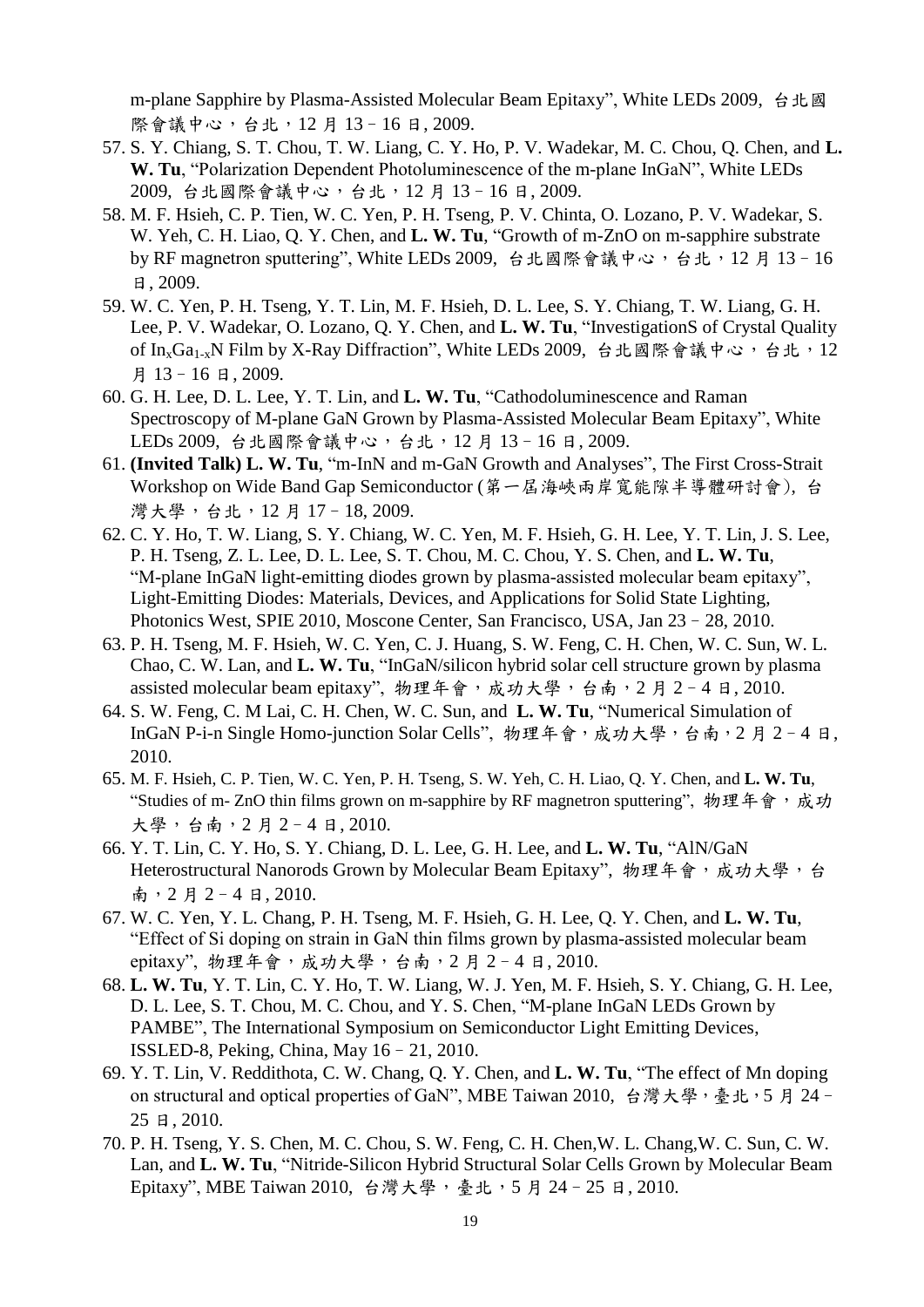m-plane Sapphire by Plasma-Assisted Molecular Beam Epitaxy", White LEDs 2009, 台北國際會議中心，台北，12 月 13–16 日, 2009.

57. S. Y. Chiang, S. T. Chou, T. W. Liang, C. Y. Ho, P. V. Wadekar, M. C. Chou, Q. Chen, and **L. W. Tu**, "Polarization Dependent Photoluminescence of the m-plane InGaN", White LEDs 2009, 台北國際會議中心，台北，12 月 13–16 日, 2009.
58. M. F. Hsieh, C. P. Tien, W. C. Yen, P. H. Tseng, P. V. Chinta, O. Lozano, P. V. Wadekar, S. W. Yeh, C. H. Liao, Q. Y. Chen, and **L. W. Tu**, "Growth of m-ZnO on m-sapphire substrate by RF magnetron sputtering", White LEDs 2009, 台北國際會議中心，台北，12 月 13–16 日, 2009.
59. W. C. Yen, P. H. Tseng, Y. T. Lin, M. F. Hsieh, D. L. Lee, S. Y. Chiang, T. W. Liang, G. H. Lee, P. V. Wadekar, O. Lozano, Q. Y. Chen, and **L. W. Tu**, "InvestigationS of Crystal Quality of $In_xGa_{1-x}N$ Film by X-Ray Diffraction", White LEDs 2009, 台北國際會議中心，台北，12 月 13–16 日, 2009.
60. G. H. Lee, D. L. Lee, Y. T. Lin, and **L. W. Tu**, "Cathodoluminescence and Raman Spectroscopy of M-plane GaN Grown by Plasma-Assisted Molecular Beam Epitaxy", White LEDs 2009, 台北國際會議中心，台北，12 月 13–16 日, 2009.
61. **(Invited Talk) L. W. Tu**, "m-InN and m-GaN Growth and Analyses", The First Cross-Strait Workshop on Wide Band Gap Semiconductor (第一屆海峽兩岸寬能隙半導體研討會), 台灣大學，台北，12 月 17–18, 2009.
62. C. Y. Ho, T. W. Liang, S. Y. Chiang, W. C. Yen, M. F. Hsieh, G. H. Lee, Y. T. Lin, J. S. Lee, P. H. Tseng, Z. L. Lee, D. L. Lee, S. T. Chou, M. C. Chou, Y. S. Chen, and **L. W. Tu**, "M-plane InGaN light-emitting diodes grown by plasma-assisted molecular beam epitaxy", Light-Emitting Diodes: Materials, Devices, and Applications for Solid State Lighting, Photonics West, SPIE 2010, Moscone Center, San Francisco, USA, Jan 23–28, 2010.
63. P. H. Tseng, M. F. Hsieh, W. C. Yen, C. J. Huang, S. W. Feng, C. H. Chen, W. C. Sun, W. L. Chao, C. W. Lan, and **L. W. Tu**, "InGaN/silicon hybrid solar cell structure grown by plasma assisted molecular beam epitaxy", 物理年會，成功大學，台南，2 月 2–4 日, 2010.
64. S. W. Feng, C. M Lai, C. H. Chen, W. C. Sun, and **L. W. Tu**, "Numerical Simulation of InGaN P-i-n Single Homo-junction Solar Cells", 物理年會，成功大學，台南，2 月 2–4 日, 2010.
65. M. F. Hsieh, C. P. Tien, W. C. Yen, P. H. Tseng, S. W. Yeh, C. H. Liao, Q. Y. Chen, and **L. W. Tu**, "Studies of m- ZnO thin films grown on m-sapphire by RF magnetron sputtering", 物理年會，成功大學，台南，2 月 2–4 日, 2010.
66. Y. T. Lin, C. Y. Ho, S. Y. Chiang, D. L. Lee, G. H. Lee, and **L. W. Tu**, "AlN/GaN Heterostructural Nanorods Grown by Molecular Beam Epitaxy", 物理年會，成功大學，台南，2 月 2–4 日, 2010.
67. W. C. Yen, Y. L. Chang, P. H. Tseng, M. F. Hsieh, G. H. Lee, Q. Y. Chen, and **L. W. Tu**, "Effect of Si doping on strain in GaN thin films grown by plasma-assisted molecular beam epitaxy", 物理年會，成功大學，台南，2 月 2–4 日, 2010.
68. **L. W. Tu**, Y. T. Lin, C. Y. Ho, T. W. Liang, W. J. Yen, M. F. Hsieh, S. Y. Chiang, G. H. Lee, D. L. Lee, S. T. Chou, M. C. Chou, and Y. S. Chen, "M-plane InGaN LEDs Grown by PAMBE", The International Symposium on Semiconductor Light Emitting Devices, ISSLED-8, Peking, China, May 16–21, 2010.
69. Y. T. Lin, V. Reddithota, C. W. Chang, Q. Y. Chen, and **L. W. Tu**, "The effect of Mn doping on structural and optical properties of GaN", MBE Taiwan 2010, 台灣大學，臺北，5 月 24–25 日, 2010.
70. P. H. Tseng, Y. S. Chen, M. C. Chou, S. W. Feng, C. H. Chen,W. L. Chang,W. C. Sun, C. W. Lan, and **L. W. Tu**, "Nitride-Silicon Hybrid Structural Solar Cells Grown by Molecular Beam Epitaxy", MBE Taiwan 2010, 台灣大學，臺北，5 月 24–25 日, 2010.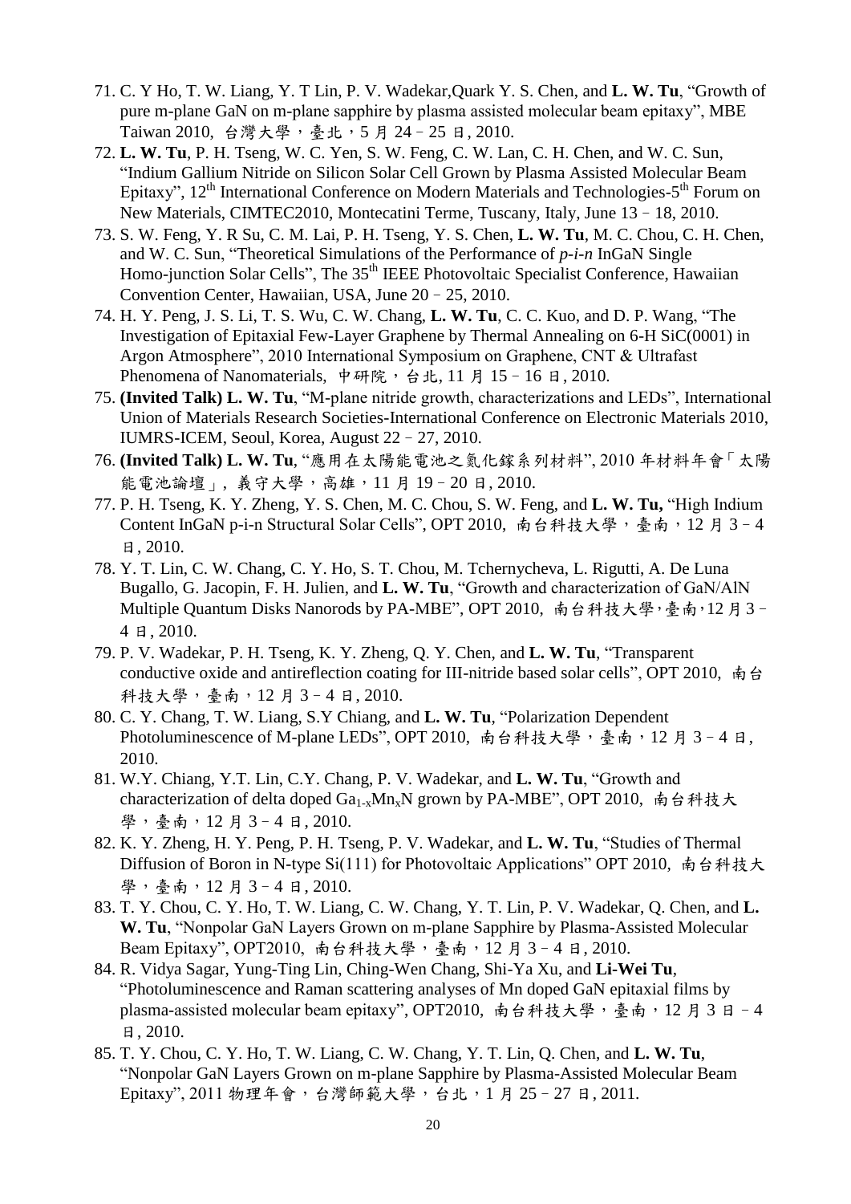71. C. Y Ho, T. W. Liang, Y. T Lin, P. V. Wadekar,Quark Y. S. Chen, and **L. W. Tu**, "Growth of pure m-plane GaN on m-plane sapphire by plasma assisted molecular beam epitaxy", MBE Taiwan 2010, 台灣大學，臺北，5 月 24－25 日, 2010.
72. **L. W. Tu**, P. H. Tseng, W. C. Yen, S. W. Feng, C. W. Lan, C. H. Chen, and W. C. Sun, "Indium Gallium Nitride on Silicon Solar Cell Grown by Plasma Assisted Molecular Beam Epitaxy", 12th International Conference on Modern Materials and Technologies-5th Forum on New Materials, CIMTEC2010, Montecatini Terme, Tuscany, Italy, June 13－18, 2010.
73. S. W. Feng, Y. R Su, C. M. Lai, P. H. Tseng, Y. S. Chen, **L. W. Tu**, M. C. Chou, C. H. Chen, and W. C. Sun, "Theoretical Simulations of the Performance of *p-i-n* InGaN Single Homo-junction Solar Cells", The 35th IEEE Photovoltaic Specialist Conference, Hawaiian Convention Center, Hawaiian, USA, June 20－25, 2010.
74. H. Y. Peng, J. S. Li, T. S. Wu, C. W. Chang, **L. W. Tu**, C. C. Kuo, and D. P. Wang, "The Investigation of Epitaxial Few-Layer Graphene by Thermal Annealing on 6-H SiC(0001) in Argon Atmosphere", 2010 International Symposium on Graphene, CNT & Ultrafast Phenomena of Nanomaterials, 中研院，台北, 11 月 15－16 日, 2010.
75. **(Invited Talk) L. W. Tu**, "M-plane nitride growth, characterizations and LEDs", International Union of Materials Research Societies-International Conference on Electronic Materials 2010, IUMRS-ICEM, Seoul, Korea, August 22－27, 2010.
76. **(Invited Talk) L. W. Tu**, "應用在太陽能電池之氮化鎵系列材料", 2010 年材料年會「太陽能電池論壇」, 義守大學，高雄，11 月 19－20 日, 2010.
77. P. H. Tseng, K. Y. Zheng, Y. S. Chen, M. C. Chou, S. W. Feng, and **L. W. Tu,** "High Indium Content InGaN p-i-n Structural Solar Cells", OPT 2010, 南台科技大學，臺南，12 月 3－4 日, 2010.
78. Y. T. Lin, C. W. Chang, C. Y. Ho, S. T. Chou, M. Tchernycheva, L. Rigutti, A. De Luna Bugallo, G. Jacopin, F. H. Julien, and **L. W. Tu**, "Growth and characterization of GaN/AlN Multiple Quantum Disks Nanorods by PA-MBE", OPT 2010, 南台科技大學,臺南,12 月 3－4 日, 2010.
79. P. V. Wadekar, P. H. Tseng, K. Y. Zheng, Q. Y. Chen, and **L. W. Tu**, "Transparent conductive oxide and antireflection coating for III-nitride based solar cells", OPT 2010, 南台科技大學，臺南，12 月 3－4 日, 2010.
80. C. Y. Chang, T. W. Liang, S.Y Chiang, and **L. W. Tu**, "Polarization Dependent Photoluminescence of M-plane LEDs", OPT 2010, 南台科技大學，臺南，12 月 3－4 日, 2010.
81. W.Y. Chiang, Y.T. Lin, C.Y. Chang, P. V. Wadekar, and **L. W. Tu**, "Growth and characterization of delta doped $Ga_{1-x}Mn_xN$ grown by PA-MBE", OPT 2010, 南台科技大學，臺南，12 月 3－4 日, 2010.
82. K. Y. Zheng, H. Y. Peng, P. H. Tseng, P. V. Wadekar, and **L. W. Tu**, "Studies of Thermal Diffusion of Boron in N-type Si(111) for Photovoltaic Applications" OPT 2010, 南台科技大學，臺南，12 月 3－4 日, 2010.
83. T. Y. Chou, C. Y. Ho, T. W. Liang, C. W. Chang, Y. T. Lin, P. V. Wadekar, Q. Chen, and **L. W. Tu**, "Nonpolar GaN Layers Grown on m-plane Sapphire by Plasma-Assisted Molecular Beam Epitaxy", OPT2010, 南台科技大學，臺南，12 月 3－4 日, 2010.
84. R. Vidya Sagar, Yung-Ting Lin, Ching-Wen Chang, Shi-Ya Xu, and **Li-Wei Tu**, "Photoluminescence and Raman scattering analyses of Mn doped GaN epitaxial films by plasma-assisted molecular beam epitaxy", OPT2010, 南台科技大學，臺南，12 月 3 日－4 日, 2010.
85. T. Y. Chou, C. Y. Ho, T. W. Liang, C. W. Chang, Y. T. Lin, Q. Chen, and **L. W. Tu**, "Nonpolar GaN Layers Grown on m-plane Sapphire by Plasma-Assisted Molecular Beam Epitaxy", 2011 物理年會，台灣師範大學，台北，1 月 25－27 日, 2011.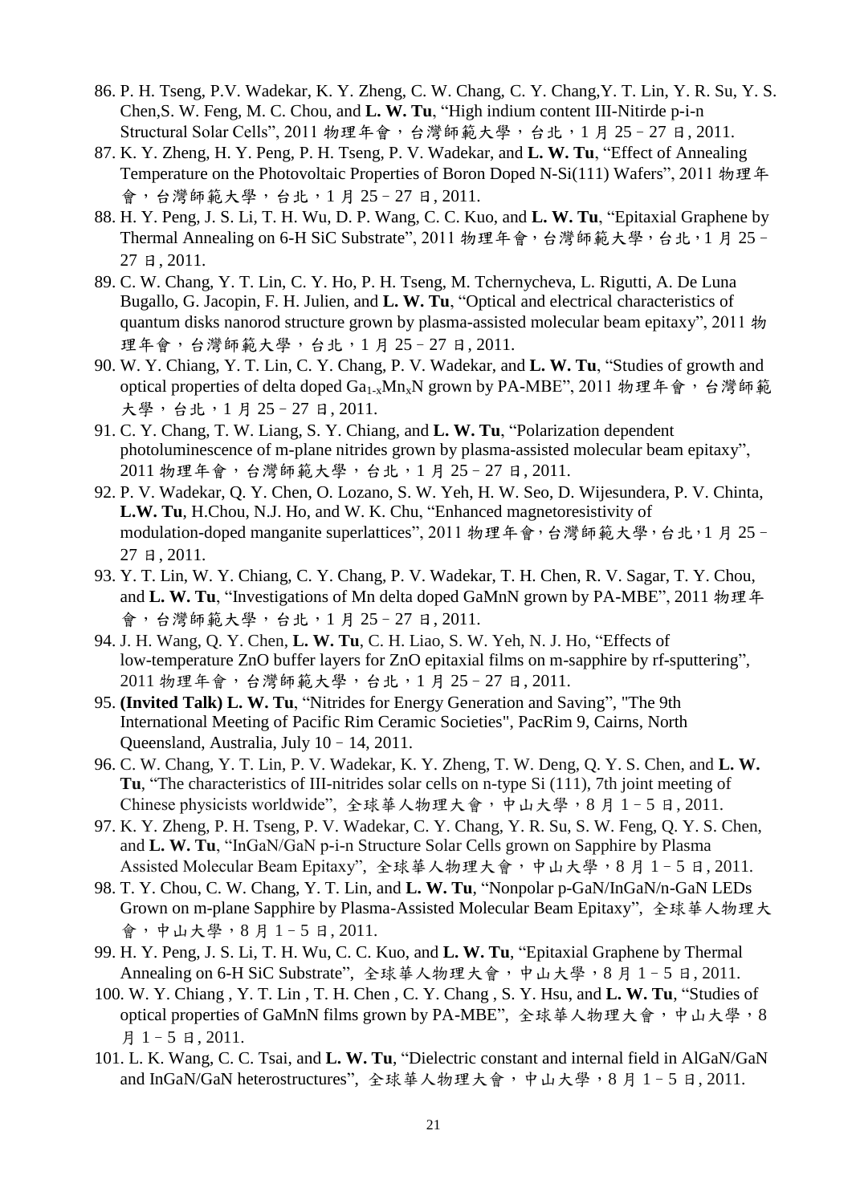86. P. H. Tseng, P.V. Wadekar, K. Y. Zheng, C. W. Chang, C. Y. Chang,Y. T. Lin, Y. R. Su, Y. S. Chen,S. W. Feng, M. C. Chou, and **L. W. Tu**, "High indium content III-Nitirde p-i-n Structural Solar Cells", 2011 物理年會，台灣師範大學，台北，1 月 25–27 日, 2011.
87. K. Y. Zheng, H. Y. Peng, P. H. Tseng, P. V. Wadekar, and **L. W. Tu**, "Effect of Annealing Temperature on the Photovoltaic Properties of Boron Doped N-Si(111) Wafers", 2011 物理年會，台灣師範大學，台北，1 月 25–27 日, 2011.
88. H. Y. Peng, J. S. Li, T. H. Wu, D. P. Wang, C. C. Kuo, and **L. W. Tu**, "Epitaxial Graphene by Thermal Annealing on 6-H SiC Substrate", 2011 物理年會，台灣師範大學，台北，1 月 25–27 日, 2011.
89. C. W. Chang, Y. T. Lin, C. Y. Ho, P. H. Tseng, M. Tchernycheva, L. Rigutti, A. De Luna Bugallo, G. Jacopin, F. H. Julien, and **L. W. Tu**, "Optical and electrical characteristics of quantum disks nanorod structure grown by plasma-assisted molecular beam epitaxy", 2011 物理年會，台灣師範大學，台北，1 月 25–27 日, 2011.
90. W. Y. Chiang, Y. T. Lin, C. Y. Chang, P. V. Wadekar, and **L. W. Tu**, "Studies of growth and optical properties of delta doped $Ga_{1-x}Mn_xN$ grown by PA-MBE", 2011 物理年會，台灣師範大學，台北，1 月 25–27 日, 2011.
91. C. Y. Chang, T. W. Liang, S. Y. Chiang, and **L. W. Tu**, "Polarization dependent photoluminescence of m-plane nitrides grown by plasma-assisted molecular beam epitaxy", 2011 物理年會，台灣師範大學，台北，1 月 25–27 日, 2011.
92. P. V. Wadekar, Q. Y. Chen, O. Lozano, S. W. Yeh, H. W. Seo, D. Wijesundera, P. V. Chinta, **L.W. Tu**, H.Chou, N.J. Ho, and W. K. Chu, "Enhanced magnetoresistivity of modulation-doped manganite superlattices", 2011 物理年會，台灣師範大學，台北，1 月 25–27 日, 2011.
93. Y. T. Lin, W. Y. Chiang, C. Y. Chang, P. V. Wadekar, T. H. Chen, R. V. Sagar, T. Y. Chou, and **L. W. Tu**, "Investigations of Mn delta doped GaMnN grown by PA-MBE", 2011 物理年會，台灣師範大學，台北，1 月 25–27 日, 2011.
94. J. H. Wang, Q. Y. Chen, **L. W. Tu**, C. H. Liao, S. W. Yeh, N. J. Ho, "Effects of low-temperature ZnO buffer layers for ZnO epitaxial films on m-sapphire by rf-sputtering", 2011 物理年會，台灣師範大學，台北，1 月 25–27 日, 2011.
95. **(Invited Talk) L. W. Tu**, "Nitrides for Energy Generation and Saving", "The 9th International Meeting of Pacific Rim Ceramic Societies", PacRim 9, Cairns, North Queensland, Australia, July 10–14, 2011.
96. C. W. Chang, Y. T. Lin, P. V. Wadekar, K. Y. Zheng, T. W. Deng, Q. Y. S. Chen, and **L. W. Tu**, "The characteristics of III-nitrides solar cells on n-type Si (111), 7th joint meeting of Chinese physicists worldwide", 全球華人物理大會，中山大學，8 月 1–5 日, 2011.
97. K. Y. Zheng, P. H. Tseng, P. V. Wadekar, C. Y. Chang, Y. R. Su, S. W. Feng, Q. Y. S. Chen, and **L. W. Tu**, "InGaN/GaN p-i-n Structure Solar Cells grown on Sapphire by Plasma Assisted Molecular Beam Epitaxy", 全球華人物理大會，中山大學，8 月 1–5 日, 2011.
98. T. Y. Chou, C. W. Chang, Y. T. Lin, and **L. W. Tu**, "Nonpolar p-GaN/InGaN/n-GaN LEDs Grown on m-plane Sapphire by Plasma-Assisted Molecular Beam Epitaxy", 全球華人物理大會，中山大學，8 月 1–5 日, 2011.
99. H. Y. Peng, J. S. Li, T. H. Wu, C. C. Kuo, and **L. W. Tu**, "Epitaxial Graphene by Thermal Annealing on 6-H SiC Substrate", 全球華人物理大會，中山大學，8 月 1–5 日, 2011.
100. W. Y. Chiang , Y. T. Lin , T. H. Chen , C. Y. Chang , S. Y. Hsu, and **L. W. Tu**, "Studies of optical properties of GaMnN films grown by PA-MBE", 全球華人物理大會，中山大學，8 月 1–5 日, 2011.
101. L. K. Wang, C. C. Tsai, and **L. W. Tu**, "Dielectric constant and internal field in AlGaN/GaN and InGaN/GaN heterostructures", 全球華人物理大會，中山大學，8 月 1–5 日, 2011.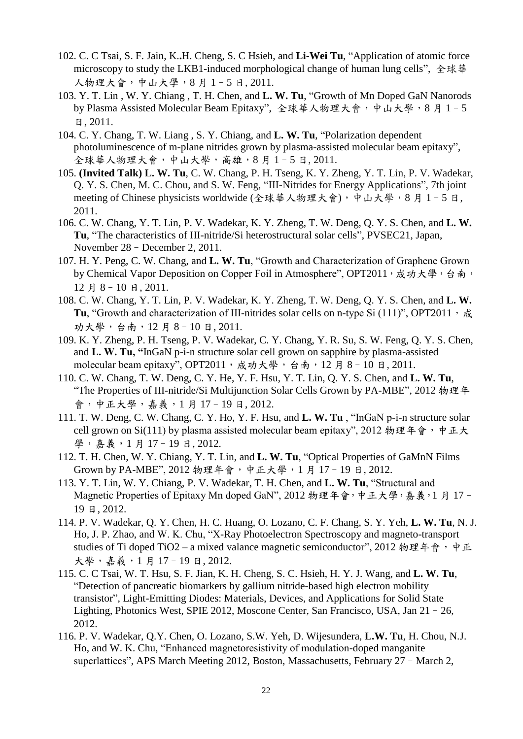102. C. C Tsai, S. F. Jain, K..H. Cheng, S. C Hsieh, and **Li-Wei Tu**, “Application of atomic force microscopy to study the LKB1-induced morphological change of human lung cells”, 全球華人物理大會，中山大學，8 月 1–5 日, 2011.
103. Y. T. Lin , W. Y. Chiang , T. H. Chen, and **L. W. Tu**, “Growth of Mn Doped GaN Nanorods by Plasma Assisted Molecular Beam Epitaxy”, 全球華人物理大會，中山大學，8 月 1–5 日, 2011.
104. C. Y. Chang, T. W. Liang , S. Y. Chiang, and **L. W. Tu**, “Polarization dependent photoluminescence of m-plane nitrides grown by plasma-assisted molecular beam epitaxy”, 全球華人物理大會，中山大學，高雄，8 月 1–5 日, 2011.
105. **(Invited Talk) L. W. Tu**, C. W. Chang, P. H. Tseng, K. Y. Zheng, Y. T. Lin, P. V. Wadekar, Q. Y. S. Chen, M. C. Chou, and S. W. Feng, “III-Nitrides for Energy Applications”, 7th joint meeting of Chinese physicists worldwide (全球華人物理大會)，中山大學，8 月 1–5 日, 2011.
106. C. W. Chang, Y. T. Lin, P. V. Wadekar, K. Y. Zheng, T. W. Deng, Q. Y. S. Chen, and **L. W. Tu**, “The characteristics of III-nitride/Si heterostructural solar cells”, PVSEC21, Japan, November 28–December 2, 2011.
107. H. Y. Peng, C. W. Chang, and **L. W. Tu**, “Growth and Characterization of Graphene Grown by Chemical Vapor Deposition on Copper Foil in Atmosphere”, OPT2011，成功大學，台南，12 月 8–10 日, 2011.
108. C. W. Chang, Y. T. Lin, P. V. Wadekar, K. Y. Zheng, T. W. Deng, Q. Y. S. Chen, and **L. W. Tu**, “Growth and characterization of III-nitrides solar cells on n-type Si (111)”, OPT2011，成功大學，台南，12 月 8–10 日, 2011.
109. K. Y. Zheng, P. H. Tseng, P. V. Wadekar, C. Y. Chang, Y. R. Su, S. W. Feng, Q. Y. S. Chen, and **L. W. Tu, “**InGaN p-i-n structure solar cell grown on sapphire by plasma-assisted molecular beam epitaxy”, OPT2011，成功大學，台南，12 月 8–10 日, 2011.
110. C. W. Chang, T. W. Deng, C. Y. He, Y. F. Hsu, Y. T. Lin, Q. Y. S. Chen, and **L. W. Tu**, “The Properties of III-nitride/Si Multijunction Solar Cells Grown by PA-MBE”, 2012 物理年會，中正大學，嘉義，1 月 17–19 日, 2012.
111. T. W. Deng, C. W. Chang, C. Y. Ho, Y. F. Hsu, and **L. W. Tu** , “InGaN p-i-n structure solar cell grown on Si(111) by plasma assisted molecular beam epitaxy”, 2012 物理年會，中正大學，嘉義，1 月 17–19 日, 2012.
112. T. H. Chen, W. Y. Chiang, Y. T. Lin, and **L. W. Tu**, “Optical Properties of GaMnN Films Grown by PA-MBE”, 2012 物理年會，中正大學，1 月 17–19 日, 2012.
113. Y. T. Lin, W. Y. Chiang, P. V. Wadekar, T. H. Chen, and **L. W. Tu**, “Structural and Magnetic Properties of Epitaxy Mn doped GaN”, 2012 物理年會，中正大學，嘉義，1 月 17–19 日, 2012.
114. P. V. Wadekar, Q. Y. Chen, H. C. Huang, O. Lozano, C. F. Chang, S. Y. Yeh, **L. W. Tu**, N. J. Ho, J. P. Zhao, and W. K. Chu, “X-Ray Photoelectron Spectroscopy and magneto-transport studies of Ti doped TiO2 – a mixed valance magnetic semiconductor”, 2012 物理年會，中正大學，嘉義，1 月 17–19 日, 2012.
115. C. C Tsai, W. T. Hsu, S. F. Jian, K. H. Cheng, S. C. Hsieh, H. Y. J. Wang, and **L. W. Tu**, “Detection of pancreatic biomarkers by gallium nitride-based high electron mobility transistor”, Light-Emitting Diodes: Materials, Devices, and Applications for Solid State Lighting, Photonics West, SPIE 2012, Moscone Center, San Francisco, USA, Jan 21 – 26, 2012.
116. P. V. Wadekar, Q.Y. Chen, O. Lozano, S.W. Yeh, D. Wijesundera, **L.W. Tu**, H. Chou, N.J. Ho, and W. K. Chu, “Enhanced magnetoresistivity of modulation-doped manganite superlattices”, APS March Meeting 2012, Boston, Massachusetts, February 27–March 2,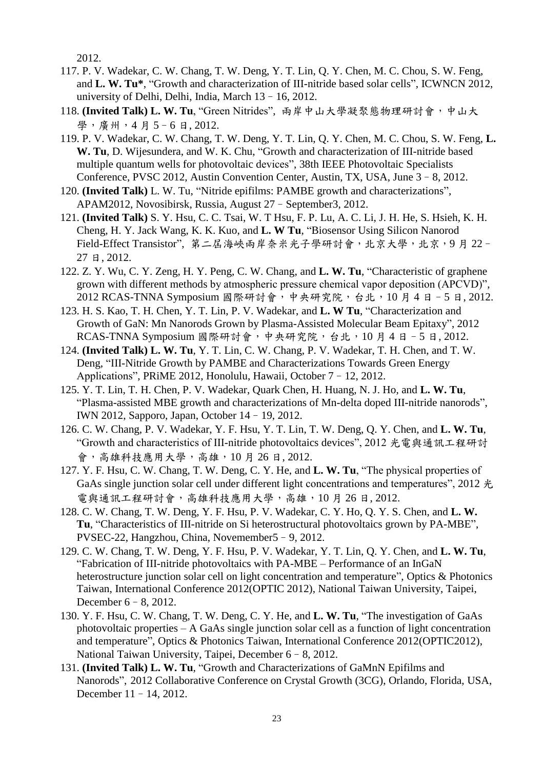2012.

117. P. V. Wadekar, C. W. Chang, T. W. Deng, Y. T. Lin, Q. Y. Chen, M. C. Chou, S. W. Feng, and **L. W. Tu***, “Growth and characterization of III-nitride based solar cells”, ICWNCN 2012, university of Delhi, Delhi, India, March 13 – 16, 2012.
118. **(Invited Talk) L. W. Tu**, “Green Nitrides”, 兩岸中山大學凝聚態物理研討會，中山大學，廣州，4 月 5 – 6 日, 2012.
119. P. V. Wadekar, C. W. Chang, T. W. Deng, Y. T. Lin, Q. Y. Chen, M. C. Chou, S. W. Feng, **L. W. Tu**, D. Wijesundera, and W. K. Chu, “Growth and characterization of III-nitride based multiple quantum wells for photovoltaic devices”, 38th IEEE Photovoltaic Specialists Conference, PVSC 2012, Austin Convention Center, Austin, TX, USA, June 3 – 8, 2012.
120. **(Invited Talk)** L. W. Tu, “Nitride epifilms: PAMBE growth and characterizations”, APAM2012, Novosibirsk, Russia, August 27 – September3, 2012.
121. **(Invited Talk)** S. Y. Hsu, C. C. Tsai, W. T Hsu, F. P. Lu, A. C. Li, J. H. He, S. Hsieh, K. H. Cheng, H. Y. Jack Wang, K. K. Kuo, and **L. W Tu**, “Biosensor Using Silicon Nanorod Field-Effect Transistor”, 第二屆海峽兩岸奈米光子學研討會，北京大學，北京，9 月 22 – 27 日, 2012.
122. Z. Y. Wu, C. Y. Zeng, H. Y. Peng, C. W. Chang, and **L. W. Tu**, “Characteristic of graphene grown with different methods by atmospheric pressure chemical vapor deposition (APCVD)”, 2012 RCAS-TNNA Symposium 國際研討會，中央研究院，台北，10 月 4 日 – 5 日, 2012.
123. H. S. Kao, T. H. Chen, Y. T. Lin, P. V. Wadekar, and **L. W Tu**, “Characterization and Growth of GaN: Mn Nanorods Grown by Plasma-Assisted Molecular Beam Epitaxy”, 2012 RCAS-TNNA Symposium 國際研討會，中央研究院，台北，10 月 4 日 – 5 日, 2012.
124. **(Invited Talk) L. W. Tu**, Y. T. Lin, C. W. Chang, P. V. Wadekar, T. H. Chen, and T. W. Deng, “III-Nitride Growth by PAMBE and Characterizations Towards Green Energy Applications”, PRiME 2012, Honolulu, Hawaii, October 7 – 12, 2012.
125. Y. T. Lin, T. H. Chen, P. V. Wadekar, Quark Chen, H. Huang, N. J. Ho, and **L. W. Tu**, “Plasma-assisted MBE growth and characterizations of Mn-delta doped III-nitride nanorods”, IWN 2012, Sapporo, Japan, October 14 – 19, 2012.
126. C. W. Chang, P. V. Wadekar, Y. F. Hsu, Y. T. Lin, T. W. Deng, Q. Y. Chen, and **L. W. Tu**, “Growth and characteristics of III-nitride photovoltaics devices”, 2012 光電與通訊工程研討會，高雄科技應用大學，高雄，10 月 26 日, 2012.
127. Y. F. Hsu, C. W. Chang, T. W. Deng, C. Y. He, and **L. W. Tu**, “The physical properties of GaAs single junction solar cell under different light concentrations and temperatures”, 2012 光電與通訊工程研討會，高雄科技應用大學，高雄，10 月 26 日, 2012.
128. C. W. Chang, T. W. Deng, Y. F. Hsu, P. V. Wadekar, C. Y. Ho, Q. Y. S. Chen, and **L. W. Tu**, “Characteristics of III-nitride on Si heterostructural photovoltaics grown by PA-MBE”, PVSEC-22, Hangzhou, China, Novemember5 – 9, 2012.
129. C. W. Chang, T. W. Deng, Y. F. Hsu, P. V. Wadekar, Y. T. Lin, Q. Y. Chen, and **L. W. Tu**, “Fabrication of III-nitride photovoltaics with PA-MBE – Performance of an InGaN heterostructure junction solar cell on light concentration and temperature”, Optics & Photonics Taiwan, International Conference 2012(OPTIC 2012), National Taiwan University, Taipei, December 6 – 8, 2012.
130. Y. F. Hsu, C. W. Chang, T. W. Deng, C. Y. He, and **L. W. Tu**, “The investigation of GaAs photovoltaic properties – A GaAs single junction solar cell as a function of light concentration and temperature”, Optics & Photonics Taiwan, International Conference 2012(OPTIC2012), National Taiwan University, Taipei, December 6 – 8, 2012.
131. **(Invited Talk) L. W. Tu**, “Growth and Characterizations of GaMnN Epifilms and Nanorods”, 2012 Collaborative Conference on Crystal Growth (3CG), Orlando, Florida, USA, December 11 – 14, 2012.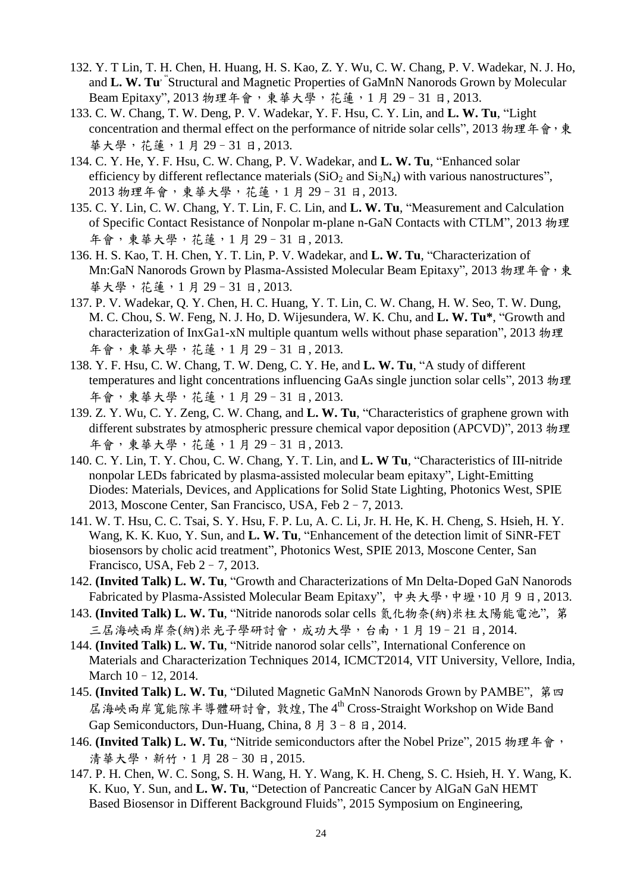132. Y. T Lin, T. H. Chen, H. Huang, H. S. Kao, Z. Y. Wu, C. W. Chang, P. V. Wadekar, N. J. Ho, and **L. W. Tu**, "Structural and Magnetic Properties of GaMnN Nanorods Grown by Molecular Beam Epitaxy", 2013 物理年會，東華大學，花蓮，1 月 29 – 31 日, 2013.
133. C. W. Chang, T. W. Deng, P. V. Wadekar, Y. F. Hsu, C. Y. Lin, and **L. W. Tu**, "Light concentration and thermal effect on the performance of nitride solar cells", 2013 物理年會，東華大學，花蓮，1 月 29 – 31 日, 2013.
134. C. Y. He, Y. F. Hsu, C. W. Chang, P. V. Wadekar, and **L. W. Tu**, "Enhanced solar efficiency by different reflectance materials ($SiO_2$ and $Si_3N_4$) with various nanostructures", 2013 物理年會，東華大學，花蓮，1 月 29 – 31 日, 2013.
135. C. Y. Lin, C. W. Chang, Y. T. Lin, F. C. Lin, and **L. W. Tu**, "Measurement and Calculation of Specific Contact Resistance of Nonpolar m-plane n-GaN Contacts with CTLM", 2013 物理年會，東華大學，花蓮，1 月 29 – 31 日, 2013.
136. H. S. Kao, T. H. Chen, Y. T. Lin, P. V. Wadekar, and **L. W. Tu**, "Characterization of Mn:GaN Nanorods Grown by Plasma-Assisted Molecular Beam Epitaxy", 2013 物理年會，東華大學，花蓮，1 月 29 – 31 日, 2013.
137. P. V. Wadekar, Q. Y. Chen, H. C. Huang, Y. T. Lin, C. W. Chang, H. W. Seo, T. W. Dung, M. C. Chou, S. W. Feng, N. J. Ho, D. Wijesundera, W. K. Chu, and **L. W. Tu***, "Growth and characterization of InxGa1-xN multiple quantum wells without phase separation", 2013 物理年會，東華大學，花蓮，1 月 29 – 31 日, 2013.
138. Y. F. Hsu, C. W. Chang, T. W. Deng, C. Y. He, and **L. W. Tu**, "A study of different temperatures and light concentrations influencing GaAs single junction solar cells", 2013 物理年會，東華大學，花蓮，1 月 29 – 31 日, 2013.
139. Z. Y. Wu, C. Y. Zeng, C. W. Chang, and **L. W. Tu**, "Characteristics of graphene grown with different substrates by atmospheric pressure chemical vapor deposition (APCVD)", 2013 物理年會，東華大學，花蓮，1 月 29 – 31 日, 2013.
140. C. Y. Lin, T. Y. Chou, C. W. Chang, Y. T. Lin, and **L. W Tu**, "Characteristics of III-nitride nonpolar LEDs fabricated by plasma-assisted molecular beam epitaxy", Light-Emitting Diodes: Materials, Devices, and Applications for Solid State Lighting, Photonics West, SPIE 2013, Moscone Center, San Francisco, USA, Feb 2 – 7, 2013.
141. W. T. Hsu, C. C. Tsai, S. Y. Hsu, F. P. Lu, A. C. Li, Jr. H. He, K. H. Cheng, S. Hsieh, H. Y. Wang, K. K. Kuo, Y. Sun, and **L. W. Tu**, "Enhancement of the detection limit of SiNR-FET biosensors by cholic acid treatment", Photonics West, SPIE 2013, Moscone Center, San Francisco, USA, Feb 2 – 7, 2013.
142. **(Invited Talk) L. W. Tu**, "Growth and Characterizations of Mn Delta-Doped GaN Nanorods Fabricated by Plasma-Assisted Molecular Beam Epitaxy", 中央大學，中壢，10 月 9 日, 2013.
143. **(Invited Talk) L. W. Tu**, "Nitride nanorods solar cells 氮化物奈(納)米柱太陽能電池", 第三屆海峽兩岸奈(納)米光子學研討會，成功大學，台南，1 月 19 – 21 日, 2014.
144. **(Invited Talk) L. W. Tu**, "Nitride nanorod solar cells", International Conference on Materials and Characterization Techniques 2014, ICMCT2014, VIT University, Vellore, India, March 10 – 12, 2014.
145. **(Invited Talk) L. W. Tu**, "Diluted Magnetic GaMnN Nanorods Grown by PAMBE", 第四屆海峽兩岸寬能隙半導體研討會, 敦煌, The 4th Cross-Straight Workshop on Wide Band Gap Semiconductors, Dun-Huang, China, 8 月 3 – 8 日, 2014.
146. **(Invited Talk) L. W. Tu**, "Nitride semiconductors after the Nobel Prize", 2015 物理年會，清華大學，新竹，1 月 28 – 30 日, 2015.
147. P. H. Chen, W. C. Song, S. H. Wang, H. Y. Wang, K. H. Cheng, S. C. Hsieh, H. Y. Wang, K. K. Kuo, Y. Sun, and **L. W. Tu**, "Detection of Pancreatic Cancer by AlGaN GaN HEMT Based Biosensor in Different Background Fluids", 2015 Symposium on Engineering,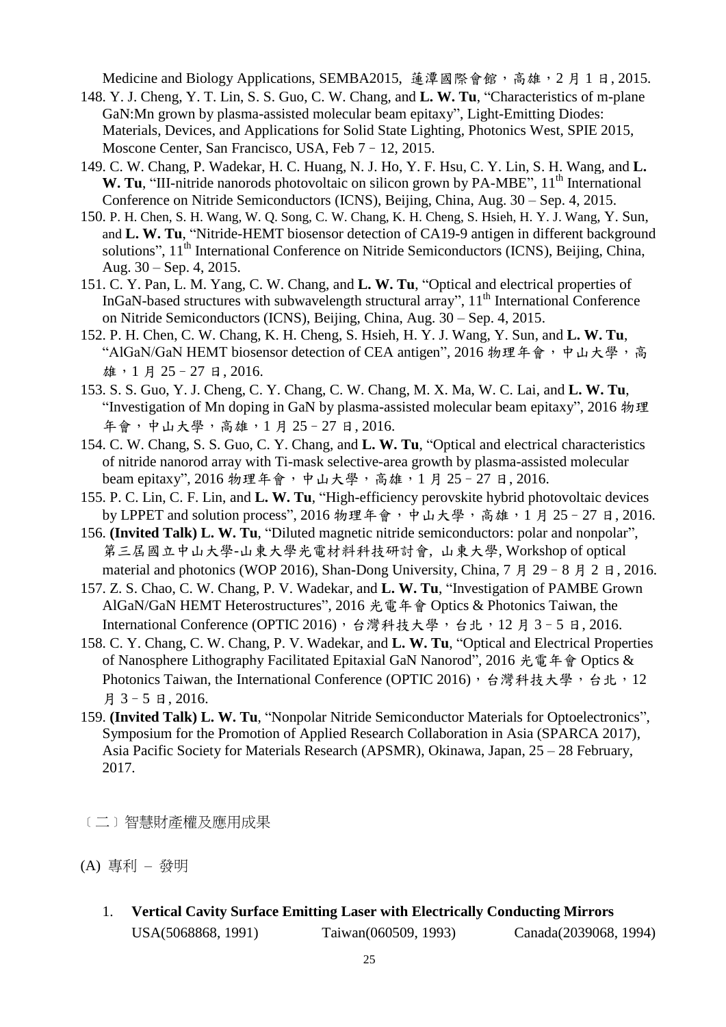Medicine and Biology Applications, SEMBA2015, 蓮潭國際會館，高雄，2 月 1 日, 2015.

148. Y. J. Cheng, Y. T. Lin, S. S. Guo, C. W. Chang, and **L. W. Tu**, "Characteristics of m-plane GaN:Mn grown by plasma-assisted molecular beam epitaxy", Light-Emitting Diodes: Materials, Devices, and Applications for Solid State Lighting, Photonics West, SPIE 2015, Moscone Center, San Francisco, USA, Feb 7–12, 2015.
149. C. W. Chang, P. Wadekar, H. C. Huang, N. J. Ho, Y. F. Hsu, C. Y. Lin, S. H. Wang, and **L. W. Tu**, "III-nitride nanorods photovoltaic on silicon grown by PA-MBE", 11th International Conference on Nitride Semiconductors (ICNS), Beijing, China, Aug. 30 – Sep. 4, 2015.
150. P. H. Chen, S. H. Wang, W. Q. Song, C. W. Chang, K. H. Cheng, S. Hsieh, H. Y. J. Wang, Y. Sun, and **L. W. Tu**, "Nitride-HEMT biosensor detection of CA19-9 antigen in different background solutions", 11th International Conference on Nitride Semiconductors (ICNS), Beijing, China, Aug. 30 – Sep. 4, 2015.
151. C. Y. Pan, L. M. Yang, C. W. Chang, and **L. W. Tu**, "Optical and electrical properties of InGaN-based structures with subwavelength structural array", 11th International Conference on Nitride Semiconductors (ICNS), Beijing, China, Aug. 30 – Sep. 4, 2015.
152. P. H. Chen, C. W. Chang, K. H. Cheng, S. Hsieh, H. Y. J. Wang, Y. Sun, and **L. W. Tu**, "AlGaN/GaN HEMT biosensor detection of CEA antigen", 2016 物理年會，中山大學，高雄，1 月 25–27 日, 2016.
153. S. S. Guo, Y. J. Cheng, C. Y. Chang, C. W. Chang, M. X. Ma, W. C. Lai, and **L. W. Tu**, "Investigation of Mn doping in GaN by plasma-assisted molecular beam epitaxy", 2016 物理年會，中山大學，高雄，1 月 25–27 日, 2016.
154. C. W. Chang, S. S. Guo, C. Y. Chang, and **L. W. Tu**, "Optical and electrical characteristics of nitride nanorod array with Ti-mask selective-area growth by plasma-assisted molecular beam epitaxy", 2016 物理年會，中山大學，高雄，1 月 25–27 日, 2016.
155. P. C. Lin, C. F. Lin, and **L. W. Tu**, "High-efficiency perovskite hybrid photovoltaic devices by LPPET and solution process", 2016 物理年會，中山大學，高雄，1 月 25–27 日, 2016.
156. **(Invited Talk) L. W. Tu**, "Diluted magnetic nitride semiconductors: polar and nonpolar", 第三屆國立中山大學-山東大學光電材料科技研討會, 山東大學, Workshop of optical material and photonics (WOP 2016), Shan-Dong University, China, 7 月 29–8 月 2 日, 2016.
157. Z. S. Chao, C. W. Chang, P. V. Wadekar, and **L. W. Tu**, "Investigation of PAMBE Grown AlGaN/GaN HEMT Heterostructures", 2016 光電年會 Optics & Photonics Taiwan, the International Conference (OPTIC 2016)，台灣科技大學，台北，12 月 3–5 日, 2016.
158. C. Y. Chang, C. W. Chang, P. V. Wadekar, and **L. W. Tu**, "Optical and Electrical Properties of Nanosphere Lithography Facilitated Epitaxial GaN Nanorod", 2016 光電年會 Optics & Photonics Taiwan, the International Conference (OPTIC 2016)，台灣科技大學，台北，12 月 3–5 日, 2016.
159. **(Invited Talk) L. W. Tu**, "Nonpolar Nitride Semiconductor Materials for Optoelectronics", Symposium for the Promotion of Applied Research Collaboration in Asia (SPARCA 2017), Asia Pacific Society for Materials Research (APSMR), Okinawa, Japan, 25 – 28 February, 2017.

〔二〕智慧財產權及應用成果

(A) 專利 – 發明

1. **Vertical Cavity Surface Emitting Laser with Electrically Conducting Mirrors**
   USA(5068868, 1991)　　Taiwan(060509, 1993)　　Canada(2039068, 1994)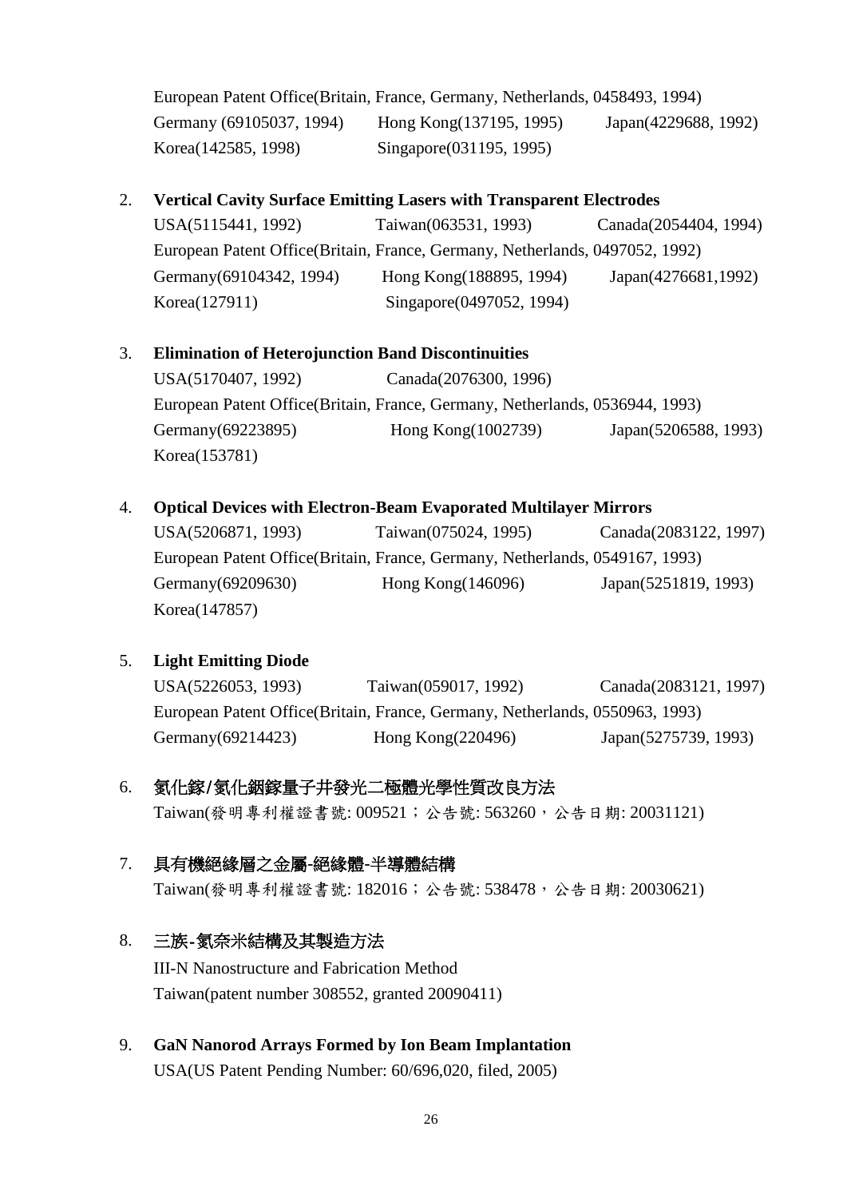European Patent Office(Britain, France, Germany, Netherlands, 0458493, 1994)
Germany (69105037, 1994)　Hong Kong(137195, 1995)　Japan(4229688, 1992)
Korea(142585, 1998)　Singapore(031195, 1995)

2. **Vertical Cavity Surface Emitting Lasers with Transparent Electrodes**
   USA(5115441, 1992)　Taiwan(063531, 1993)　Canada(2054404, 1994)
   European Patent Office(Britain, France, Germany, Netherlands, 0497052, 1992)
   Germany(69104342, 1994)　Hong Kong(188895, 1994)　Japan(4276681,1992)
   Korea(127911)　Singapore(0497052, 1994)

3. **Elimination of Heterojunction Band Discontinuities**
   USA(5170407, 1992)　Canada(2076300, 1996)
   European Patent Office(Britain, France, Germany, Netherlands, 0536944, 1993)
   Germany(69223895)　Hong Kong(1002739)　Japan(5206588, 1993)
   Korea(153781)

4. **Optical Devices with Electron-Beam Evaporated Multilayer Mirrors**
   USA(5206871, 1993)　Taiwan(075024, 1995)　Canada(2083122, 1997)
   European Patent Office(Britain, France, Germany, Netherlands, 0549167, 1993)
   Germany(69209630)　Hong Kong(146096)　Japan(5251819, 1993)
   Korea(147857)

5. **Light Emitting Diode**
   USA(5226053, 1993)　Taiwan(059017, 1992)　Canada(2083121, 1997)
   European Patent Office(Britain, France, Germany, Netherlands, 0550963, 1993)
   Germany(69214423)　Hong Kong(220496)　Japan(5275739, 1993)

6. **氮化鎵/氮化銦鎵量子井發光二極體光學性質改良方法**
   Taiwan(發明專利權證書號: 009521；公告號: 563260，公告日期: 20031121)

7. **具有機絕緣層之金屬-絕緣體-半導體結構**
   Taiwan(發明專利權證書號: 182016；公告號: 538478，公告日期: 20030621)

8. **三族-氮奈米結構及其製造方法**
   III-N Nanostructure and Fabrication Method
   Taiwan(patent number 308552, granted 20090411)

9. **GaN Nanorod Arrays Formed by Ion Beam Implantation**
   USA(US Patent Pending Number: 60/696,020, filed, 2005)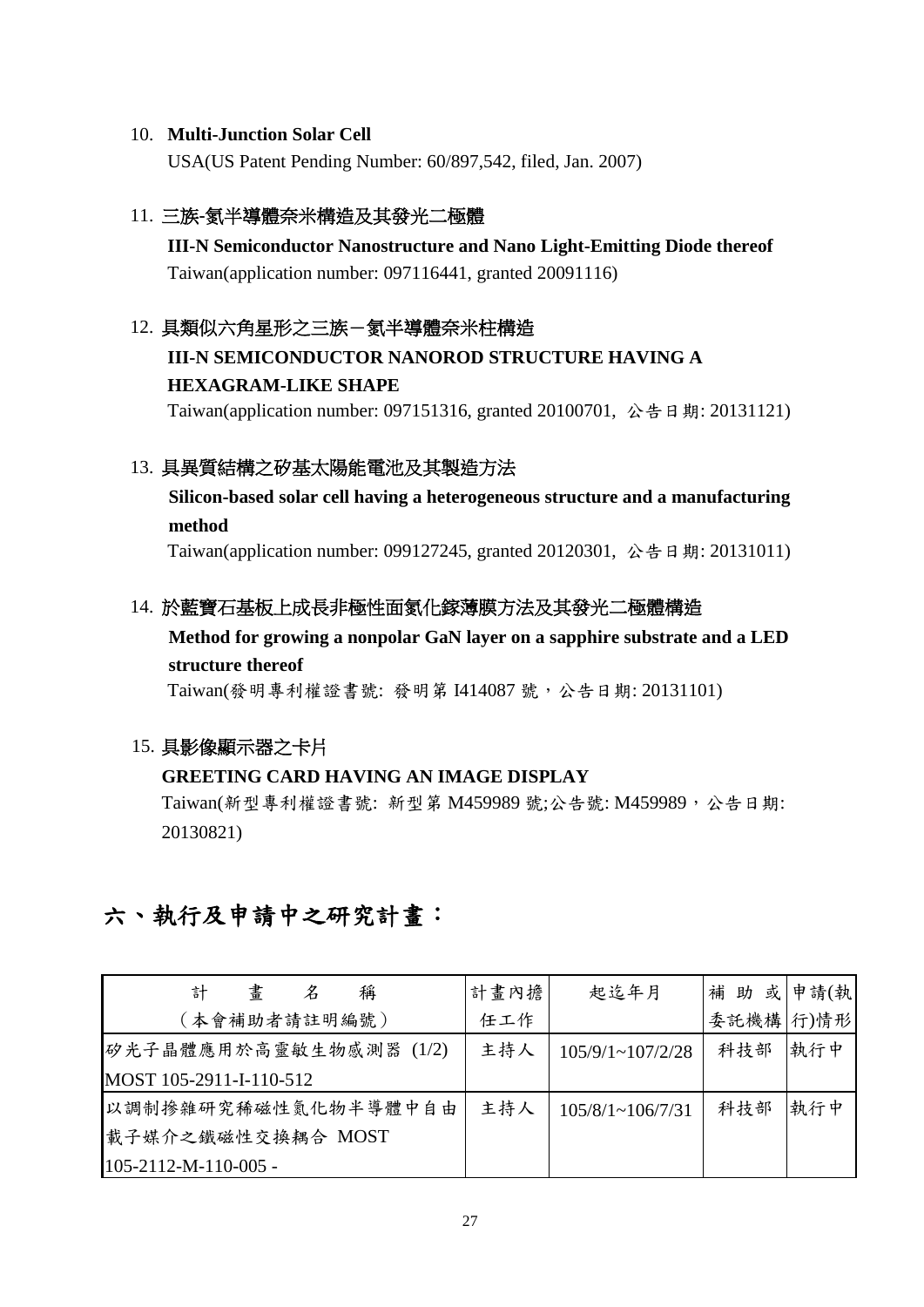10. **Multi-Junction Solar Cell**
    USA(US Patent Pending Number: 60/897,542, filed, Jan. 2007)

11. 三族-氮半導體奈米構造及其發光二極體
    **III-N Semiconductor Nanostructure and Nano Light-Emitting Diode thereof**
    Taiwan(application number: 097116441, granted 20091116)

12. 具類似六角星形之三族－氮半導體奈米柱構造
    **III-N SEMICONDUCTOR NANOROD STRUCTURE HAVING A HEXAGRAM-LIKE SHAPE**
    Taiwan(application number: 097151316, granted 20100701, 公告日期: 20131121)

13. 具異質結構之矽基太陽能電池及其製造方法
    **Silicon-based solar cell having a heterogeneous structure and a manufacturing method**
    Taiwan(application number: 099127245, granted 20120301, 公告日期: 20131011)

14. 於藍寶石基板上成長非極性面氮化鎵薄膜方法及其發光二極體構造
    **Method for growing a nonpolar GaN layer on a sapphire substrate and a LED structure thereof**
    Taiwan(發明專利權證書號: 發明第 I414087 號，公告日期: 20131101)

15. 具影像顯示器之卡片
    **GREETING CARD HAVING AN IMAGE DISPLAY**
    Taiwan(新型專利權證書號: 新型第 M459989 號;公告號: M459989，公告日期: 20130821)

# 六、執行及申請中之研究計畫：

| 計　畫　名　稱（本會補助者請註明編號） | 計畫內擔任工作 | 起迄年月 | 補助或委託機構 | 申請(執行)情形 |
|---|---|---|---|---|
| 矽光子晶體應用於高靈敏生物感測器 (1/2) MOST 105-2911-I-110-512 | 主持人 | 105/9/1~107/2/28 | 科技部 | 執行中 |
| 以調制摻雜研究稀磁性氮化物半導體中自由載子媒介之鐵磁性交換耦合 MOST 105-2112-M-110-005 - | 主持人 | 105/8/1~106/7/31 | 科技部 | 執行中 |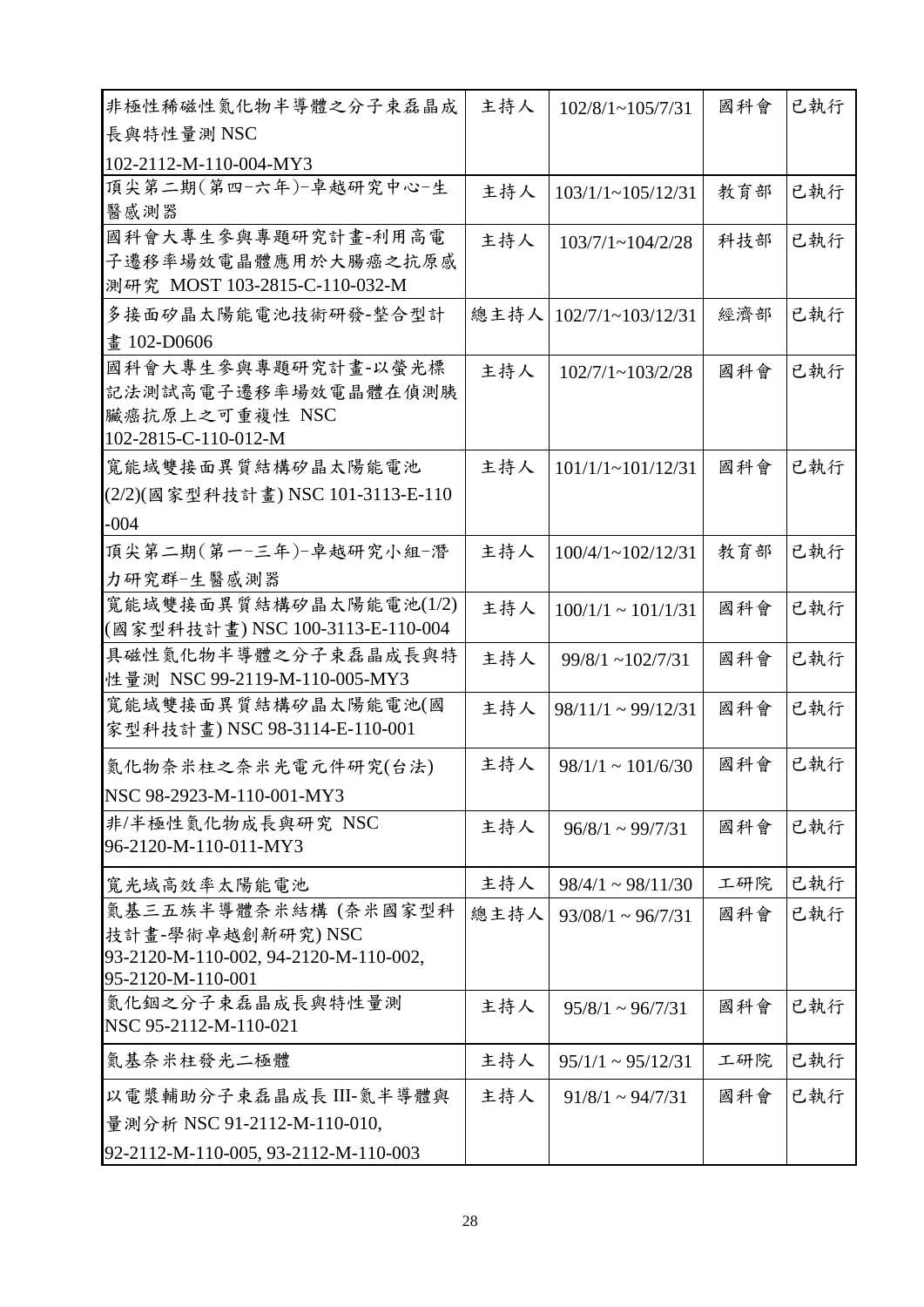| | | | | |
|---|---|---|---|---|
| 非極性稀磁性氮化物半導體之分子束磊晶成長與特性量測 NSC 102-2112-M-110-004-MY3 | 主持人 | 102/8/1~105/7/31 | 國科會 | 已執行 |
| 頂尖第二期(第四-六年)-卓越研究中心-生醫感測器 | 主持人 | 103/1/1~105/12/31 | 教育部 | 已執行 |
| 國科會大專生參與專題研究計畫-利用高電子遷移率場效電晶體應用於大腸癌之抗原感測研究 MOST 103-2815-C-110-032-M | 主持人 | 103/7/1~104/2/28 | 科技部 | 已執行 |
| 多接面矽晶太陽能電池技術研發-整合型計畫 102-D0606 | 總主持人 | 102/7/1~103/12/31 | 經濟部 | 已執行 |
| 國科會大專生參與專題研究計畫-以螢光標記法測試高電子遷移率場效電晶體在偵測胰臟癌抗原上之可重複性 NSC 102-2815-C-110-012-M | 主持人 | 102/7/1~103/2/28 | 國科會 | 已執行 |
| 寬能域雙接面異質結構矽晶太陽能電池(2/2)(國家型科技計畫) NSC 101-3113-E-110-004 | 主持人 | 101/1/1~101/12/31 | 國科會 | 已執行 |
| 頂尖第二期(第一-三年)-卓越研究小組-潛力研究群-生醫感測器 | 主持人 | 100/4/1~102/12/31 | 教育部 | 已執行 |
| 寬能域雙接面異質結構矽晶太陽能電池(1/2)(國家型科技計畫) NSC 100-3113-E-110-004 | 主持人 | 100/1/1 ~ 101/1/31 | 國科會 | 已執行 |
| 具磁性氮化物半導體之分子束磊晶成長與特性量測 NSC 99-2119-M-110-005-MY3 | 主持人 | 99/8/1 ~102/7/31 | 國科會 | 已執行 |
| 寬能域雙接面異質結構矽晶太陽能電池(國家型科技計畫) NSC 98-3114-E-110-001 | 主持人 | 98/11/1 ~ 99/12/31 | 國科會 | 已執行 |
| 氮化物奈米柱之奈米光電元件研究(台法) NSC 98-2923-M-110-001-MY3 | 主持人 | 98/1/1 ~ 101/6/30 | 國科會 | 已執行 |
| 非/半極性氮化物成長與研究 NSC 96-2120-M-110-011-MY3 | 主持人 | 96/8/1 ~ 99/7/31 | 國科會 | 已執行 |
| 寬光域高效率太陽能電池 | 主持人 | 98/4/1 ~ 98/11/30 | 工研院 | 已執行 |
| 氮基三五族半導體奈米結構 (奈米國家型科技計畫-學術卓越創新研究) NSC 93-2120-M-110-002, 94-2120-M-110-002, 95-2120-M-110-001 | 總主持人 | 93/08/1 ~ 96/7/31 | 國科會 | 已執行 |
| 氮化銦之分子束磊晶成長與特性量測 NSC 95-2112-M-110-021 | 主持人 | 95/8/1 ~ 96/7/31 | 國科會 | 已執行 |
| 氮基奈米柱發光二極體 | 主持人 | 95/1/1 ~ 95/12/31 | 工研院 | 已執行 |
| 以電漿輔助分子束磊晶成長 III-氮半導體與量測分析 NSC 91-2112-M-110-010, 92-2112-M-110-005, 93-2112-M-110-003 | 主持人 | 91/8/1 ~ 94/7/31 | 國科會 | 已執行 |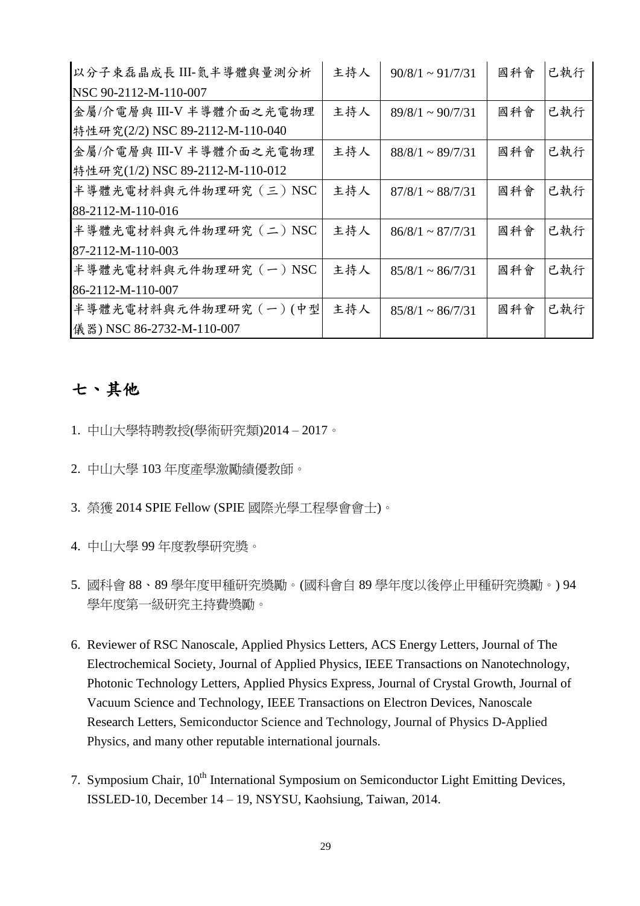| 以分子束磊晶成長 III-氮半導體與量測分析 NSC 90-2112-M-110-007 | 主持人 | 90/8/1 ~ 91/7/31 | 國科會 | 已執行 |
|---|---|---|---|---|
| 金屬/介電層與 III-V 半導體介面之光電物理特性研究(2/2) NSC 89-2112-M-110-040 | 主持人 | 89/8/1 ~ 90/7/31 | 國科會 | 已執行 |
| 金屬/介電層與 III-V 半導體介面之光電物理特性研究(1/2) NSC 89-2112-M-110-012 | 主持人 | 88/8/1 ~ 89/7/31 | 國科會 | 已執行 |
| 半導體光電材料與元件物理研究（三）NSC 88-2112-M-110-016 | 主持人 | 87/8/1 ~ 88/7/31 | 國科會 | 已執行 |
| 半導體光電材料與元件物理研究（二）NSC 87-2112-M-110-003 | 主持人 | 86/8/1 ~ 87/7/31 | 國科會 | 已執行 |
| 半導體光電材料與元件物理研究（一）NSC 86-2112-M-110-007 | 主持人 | 85/8/1 ~ 86/7/31 | 國科會 | 已執行 |
| 半導體光電材料與元件物理研究（一）(中型儀器) NSC 86-2732-M-110-007 | 主持人 | 85/8/1 ~ 86/7/31 | 國科會 | 已執行 |

## 七、其他

1. 中山大學特聘教授(學術研究類)2014 – 2017。

2. 中山大學 103 年度產學激勵績優教師。

3. 榮獲 2014 SPIE Fellow (SPIE 國際光學工程學會會士)。

4. 中山大學 99 年度教學研究獎。

5. 國科會 88、89 學年度甲種研究獎勵。(國科會自 89 學年度以後停止甲種研究獎勵。) 94 學年度第一級研究主持費獎勵。

6. Reviewer of RSC Nanoscale, Applied Physics Letters, ACS Energy Letters, Journal of The Electrochemical Society, Journal of Applied Physics, IEEE Transactions on Nanotechnology, Photonic Technology Letters, Applied Physics Express, Journal of Crystal Growth, Journal of Vacuum Science and Technology, IEEE Transactions on Electron Devices, Nanoscale Research Letters, Semiconductor Science and Technology, Journal of Physics D-Applied Physics, and many other reputable international journals.

7. Symposium Chair, 10th International Symposium on Semiconductor Light Emitting Devices, ISSLED-10, December 14 – 19, NSYSU, Kaohsiung, Taiwan, 2014.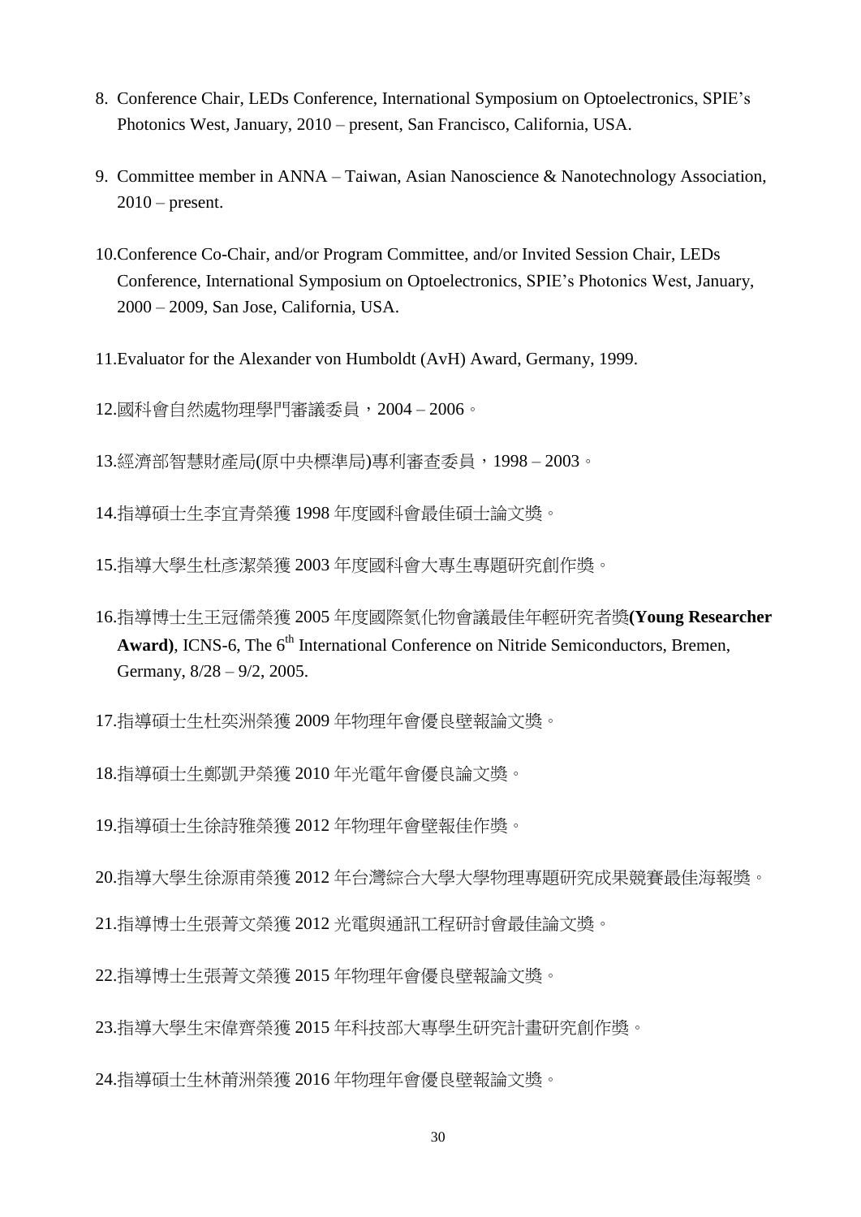8. Conference Chair, LEDs Conference, International Symposium on Optoelectronics, SPIE's Photonics West, January, 2010 – present, San Francisco, California, USA.

9. Committee member in ANNA – Taiwan, Asian Nanoscience & Nanotechnology Association, 2010 – present.

10. Conference Co-Chair, and/or Program Committee, and/or Invited Session Chair, LEDs Conference, International Symposium on Optoelectronics, SPIE's Photonics West, January, 2000 – 2009, San Jose, California, USA.

11. Evaluator for the Alexander von Humboldt (AvH) Award, Germany, 1999.

12. 國科會自然處物理學門審議委員，2004 – 2006。

13. 經濟部智慧財產局(原中央標準局)專利審查委員，1998 – 2003。

14. 指導碩士生李宜青榮獲 1998 年度國科會最佳碩士論文獎。

15. 指導大學生杜彥潔榮獲 2003 年度國科會大專生專題研究創作獎。

16. 指導博士生王冠儒榮獲 2005 年度國際氮化物會議最佳年輕研究者獎**(Young Researcher Award)**, ICNS-6, The 6th International Conference on Nitride Semiconductors, Bremen, Germany, 8/28 – 9/2, 2005.

17. 指導碩士生杜奕洲榮獲 2009 年物理年會優良壁報論文獎。

18. 指導碩士生鄭凱尹榮獲 2010 年光電年會優良論文獎。

19. 指導碩士生徐詩雅榮獲 2012 年物理年會壁報佳作獎。

20. 指導大學生徐源甫榮獲 2012 年台灣綜合大學大學物理專題研究成果競賽最佳海報獎。

21. 指導博士生張菁文榮獲 2012 光電與通訊工程研討會最佳論文獎。

22. 指導博士生張菁文榮獲 2015 年物理年會優良壁報論文獎。

23. 指導大學生宋偉齊榮獲 2015 年科技部大專學生研究計畫研究創作獎。

24. 指導碩士生林莆洲榮獲 2016 年物理年會優良壁報論文獎。